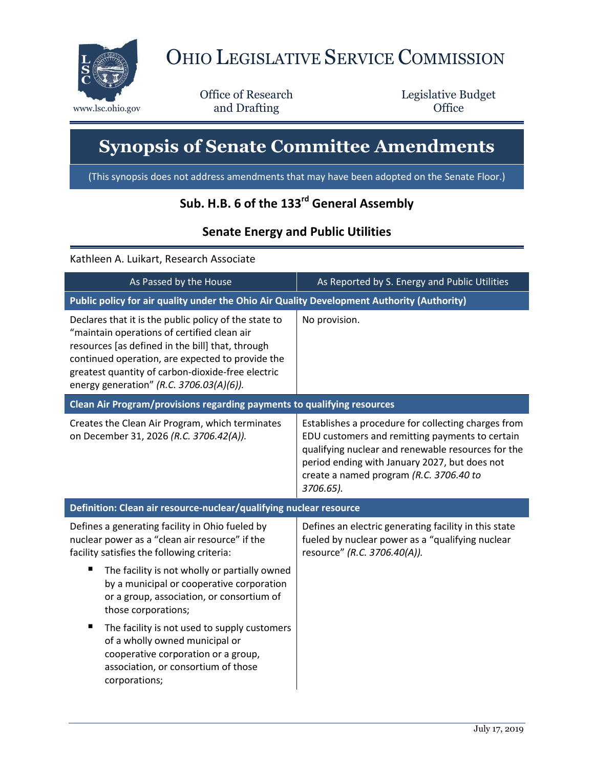# Ohio Legislative Service Commission

www.lsc.ohio.gov

Office of Research and Drafting

Legislative Budget Office

# Synopsis of Senate Committee Amendments

(This synopsis does not address amendments that may have been adopted on the Senate Floor.)

## Sub. H.B. 6 of the 133rd General Assembly

## Senate Energy and Public Utilities

Kathleen A. Luikart, Research Associate

| As Passed by the House | As Reported by S. Energy and Public Utilities |
|---|---|
| **Public policy for air quality under the Ohio Air Quality Development Authority (Authority)** | |
| Declares that it is the public policy of the state to "maintain operations of certified clean air resources [as defined in the bill] that, through continued operation, are expected to provide the greatest quantity of carbon-dioxide-free electric energy generation" *(R.C. 3706.03(A)(6))*. | No provision. |
| **Clean Air Program/provisions regarding payments to qualifying resources** | |
| Creates the Clean Air Program, which terminates on December 31, 2026 *(R.C. 3706.42(A))*. | Establishes a procedure for collecting charges from EDU customers and remitting payments to certain qualifying nuclear and renewable resources for the period ending with January 2027, but does not create a named program *(R.C. 3706.40 to 3706.65)*. |
| **Definition: Clean air resource-nuclear/qualifying nuclear resource** | |
| Defines a generating facility in Ohio fueled by nuclear power as a "clean air resource" if the facility satisfies the following criteria:<br>▪ The facility is not wholly or partially owned by a municipal or cooperative corporation or a group, association, or consortium of those corporations;<br>▪ The facility is not used to supply customers of a wholly owned municipal or cooperative corporation or a group, association, or consortium of those corporations; | Defines an electric generating facility in this state fueled by nuclear power as a "qualifying nuclear resource" *(R.C. 3706.40(A))*. |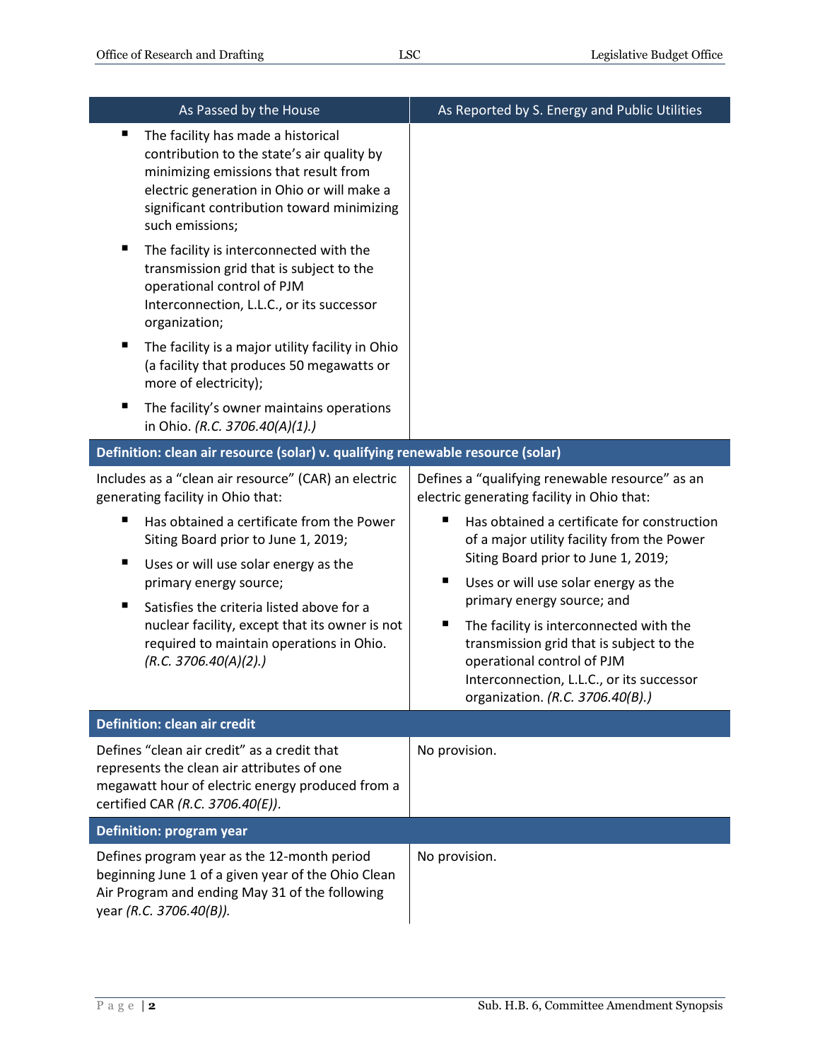| As Passed by the House | As Reported by S. Energy and Public Utilities |
|---|---|
| ▪ The facility has made a historical contribution to the state's air quality by minimizing emissions that result from electric generation in Ohio or will make a significant contribution toward minimizing such emissions;<br>▪ The facility is interconnected with the transmission grid that is subject to the operational control of PJM Interconnection, L.L.C., or its successor organization;<br>▪ The facility is a major utility facility in Ohio (a facility that produces 50 megawatts or more of electricity);<br>▪ The facility's owner maintains operations in Ohio. *(R.C. 3706.40(A)(1).)* | |
| **Definition: clean air resource (solar) v. qualifying renewable resource (solar)** | |
| Includes as a "clean air resource" (CAR) an electric generating facility in Ohio that:<br>▪ Has obtained a certificate from the Power Siting Board prior to June 1, 2019;<br>▪ Uses or will use solar energy as the primary energy source;<br>▪ Satisfies the criteria listed above for a nuclear facility, except that its owner is not required to maintain operations in Ohio. *(R.C. 3706.40(A)(2).)* | Defines a "qualifying renewable resource" as an electric generating facility in Ohio that:<br>▪ Has obtained a certificate for construction of a major utility facility from the Power Siting Board prior to June 1, 2019;<br>▪ Uses or will use solar energy as the primary energy source; and<br>▪ The facility is interconnected with the transmission grid that is subject to the operational control of PJM Interconnection, L.L.C., or its successor organization. *(R.C. 3706.40(B).)* |
| **Definition: clean air credit** | |
| Defines "clean air credit" as a credit that represents the clean air attributes of one megawatt hour of electric energy produced from a certified CAR *(R.C. 3706.40(E))*. | No provision. |
| **Definition: program year** | |
| Defines program year as the 12-month period beginning June 1 of a given year of the Ohio Clean Air Program and ending May 31 of the following year *(R.C. 3706.40(B))*. | No provision. |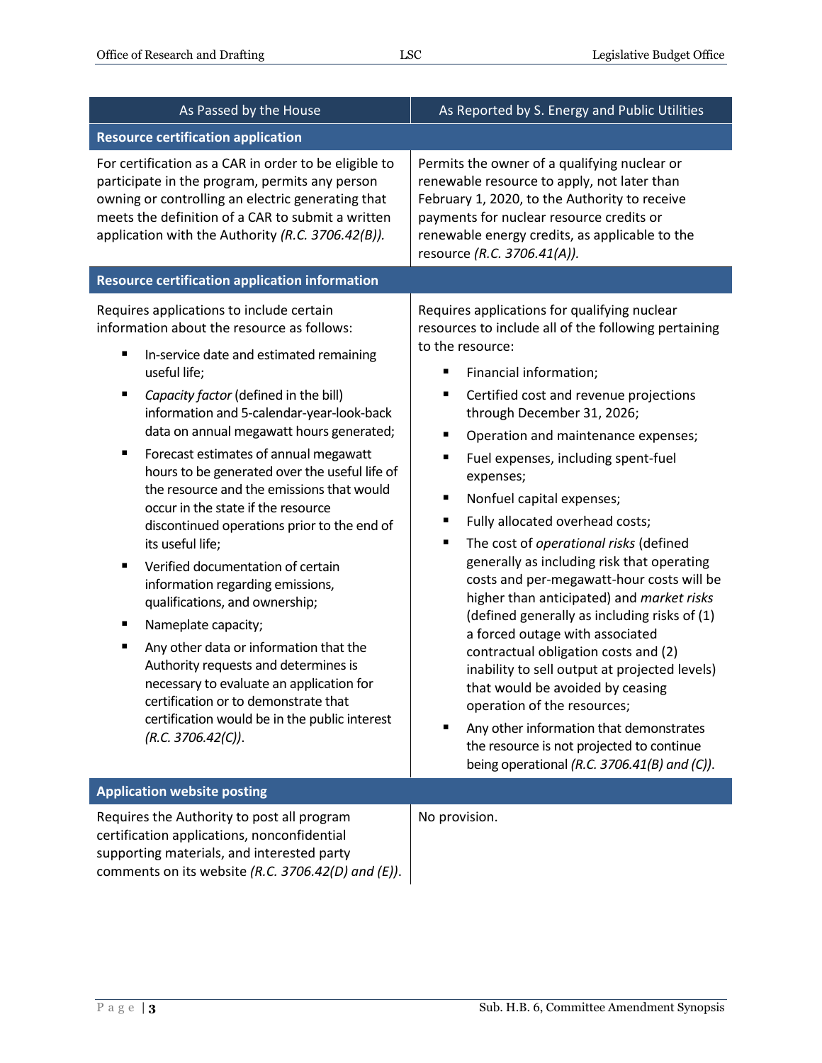| As Passed by the House | As Reported by S. Energy and Public Utilities |
|---|---|
| **Resource certification application** | |
| For certification as a CAR in order to be eligible to participate in the program, permits any person owning or controlling an electric generating that meets the definition of a CAR to submit a written application with the Authority *(R.C. 3706.42(B))*. | Permits the owner of a qualifying nuclear or renewable resource to apply, not later than February 1, 2020, to the Authority to receive payments for nuclear resource credits or renewable energy credits, as applicable to the resource *(R.C. 3706.41(A))*. |
| **Resource certification application information** | |
| Requires applications to include certain information about the resource as follows:<br>▪ In-service date and estimated remaining useful life;<br>▪ *Capacity factor* (defined in the bill) information and 5-calendar-year-look-back data on annual megawatt hours generated;<br>▪ Forecast estimates of annual megawatt hours to be generated over the useful life of the resource and the emissions that would occur in the state if the resource discontinued operations prior to the end of its useful life;<br>▪ Verified documentation of certain information regarding emissions, qualifications, and ownership;<br>▪ Nameplate capacity;<br>▪ Any other data or information that the Authority requests and determines is necessary to evaluate an application for certification or to demonstrate that certification would be in the public interest *(R.C. 3706.42(C))*. | Requires applications for qualifying nuclear resources to include all of the following pertaining to the resource:<br>▪ Financial information;<br>▪ Certified cost and revenue projections through December 31, 2026;<br>▪ Operation and maintenance expenses;<br>▪ Fuel expenses, including spent-fuel expenses;<br>▪ Nonfuel capital expenses;<br>▪ Fully allocated overhead costs;<br>▪ The cost of *operational risks* (defined generally as including risk that operating costs and per-megawatt-hour costs will be higher than anticipated) and *market risks* (defined generally as including risks of (1) a forced outage with associated contractual obligation costs and (2) inability to sell output at projected levels) that would be avoided by ceasing operation of the resources;<br>▪ Any other information that demonstrates the resource is not projected to continue being operational *(R.C. 3706.41(B) and (C))*. |
| **Application website posting** | |
| Requires the Authority to post all program certification applications, nonconfidential supporting materials, and interested party comments on its website *(R.C. 3706.42(D) and (E))*. | No provision. |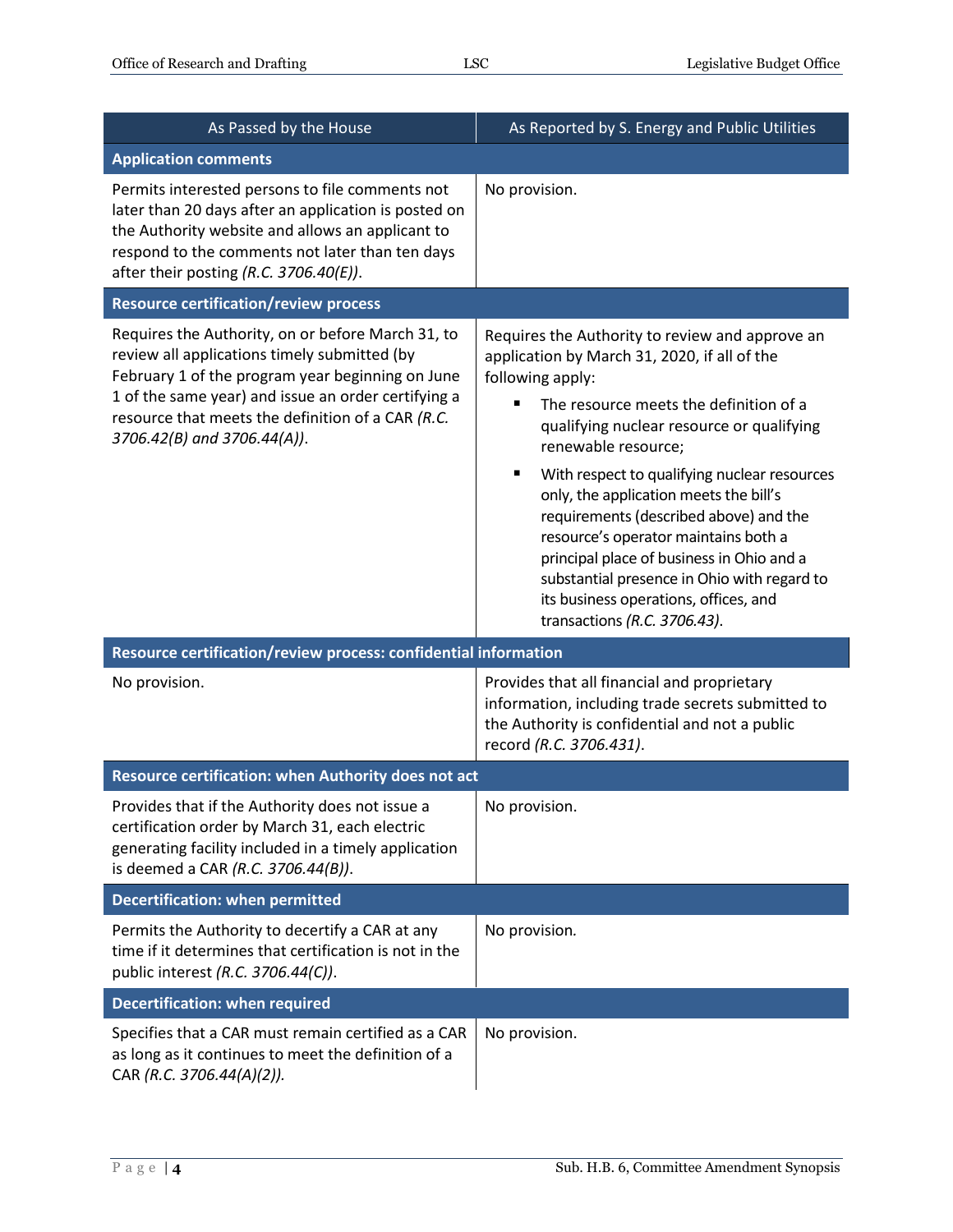| As Passed by the House | As Reported by S. Energy and Public Utilities |
|---|---|
| **Application comments** | |
| Permits interested persons to file comments not later than 20 days after an application is posted on the Authority website and allows an applicant to respond to the comments not later than ten days after their posting *(R.C. 3706.40(E))*. | No provision. |
| **Resource certification/review process** | |
| Requires the Authority, on or before March 31, to review all applications timely submitted (by February 1 of the program year beginning on June 1 of the same year) and issue an order certifying a resource that meets the definition of a CAR *(R.C. 3706.42(B) and 3706.44(A))*. | Requires the Authority to review and approve an application by March 31, 2020, if all of the following apply:<br>▪ The resource meets the definition of a qualifying nuclear resource or qualifying renewable resource;<br>▪ With respect to qualifying nuclear resources only, the application meets the bill's requirements (described above) and the resource's operator maintains both a principal place of business in Ohio and a substantial presence in Ohio with regard to its business operations, offices, and transactions *(R.C. 3706.43)*. |
| **Resource certification/review process: confidential information** | |
| No provision. | Provides that all financial and proprietary information, including trade secrets submitted to the Authority is confidential and not a public record *(R.C. 3706.431)*. |
| **Resource certification: when Authority does not act** | |
| Provides that if the Authority does not issue a certification order by March 31, each electric generating facility included in a timely application is deemed a CAR *(R.C. 3706.44(B))*. | No provision. |
| **Decertification: when permitted** | |
| Permits the Authority to decertify a CAR at any time if it determines that certification is not in the public interest *(R.C. 3706.44(C))*. | No provision. |
| **Decertification: when required** | |
| Specifies that a CAR must remain certified as a CAR as long as it continues to meet the definition of a CAR *(R.C. 3706.44(A)(2))*. | No provision. |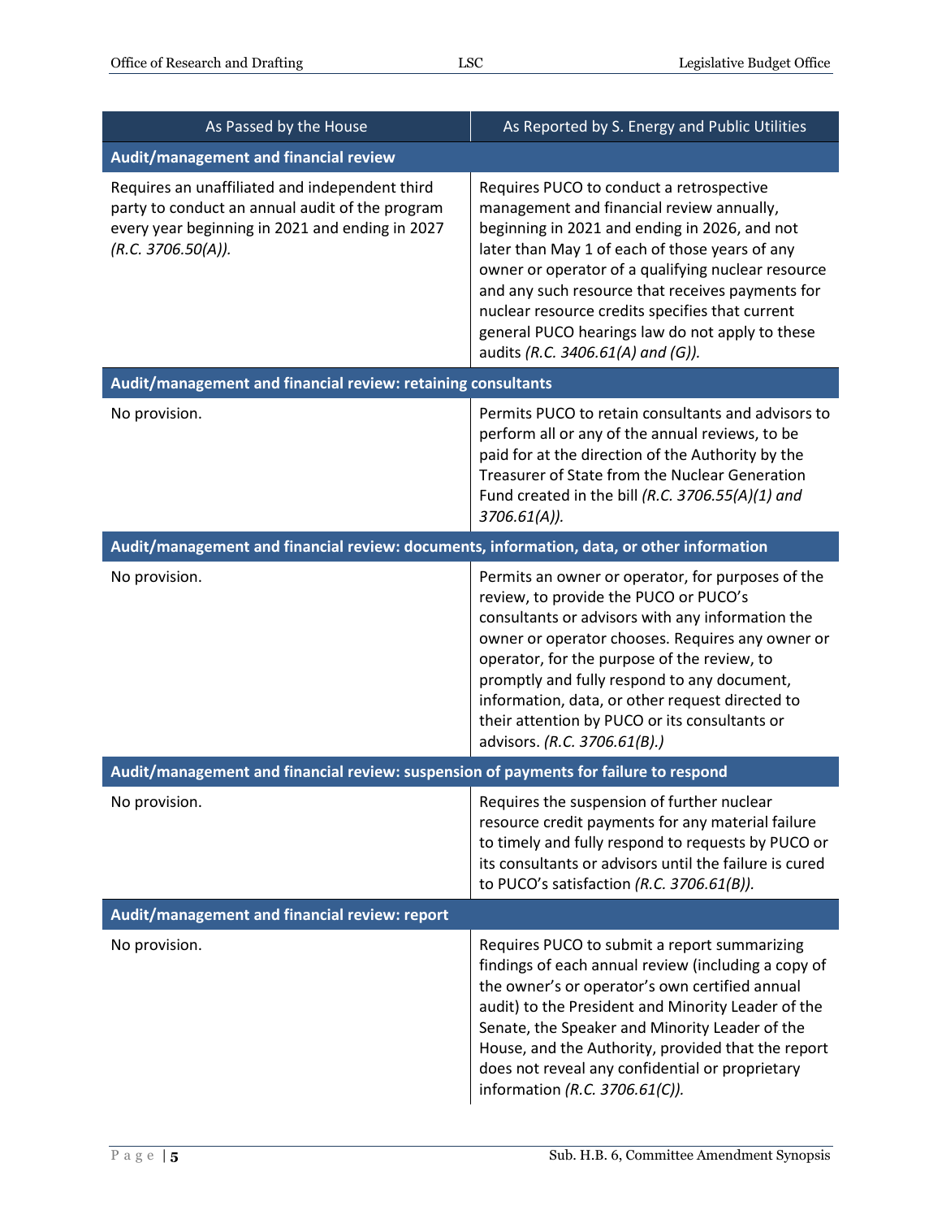| As Passed by the House | As Reported by S. Energy and Public Utilities |
|---|---|
| **Audit/management and financial review** | |
| Requires an unaffiliated and independent third party to conduct an annual audit of the program every year beginning in 2021 and ending in 2027 *(R.C. 3706.50(A))*. | Requires PUCO to conduct a retrospective management and financial review annually, beginning in 2021 and ending in 2026, and not later than May 1 of each of those years of any owner or operator of a qualifying nuclear resource and any such resource that receives payments for nuclear resource credits specifies that current general PUCO hearings law do not apply to these audits *(R.C. 3406.61(A) and (G))*. |
| **Audit/management and financial review: retaining consultants** | |
| No provision. | Permits PUCO to retain consultants and advisors to perform all or any of the annual reviews, to be paid for at the direction of the Authority by the Treasurer of State from the Nuclear Generation Fund created in the bill *(R.C. 3706.55(A)(1) and 3706.61(A))*. |
| **Audit/management and financial review: documents, information, data, or other information** | |
| No provision. | Permits an owner or operator, for purposes of the review, to provide the PUCO or PUCO's consultants or advisors with any information the owner or operator chooses. Requires any owner or operator, for the purpose of the review, to promptly and fully respond to any document, information, data, or other request directed to their attention by PUCO or its consultants or advisors. *(R.C. 3706.61(B).)* |
| **Audit/management and financial review: suspension of payments for failure to respond** | |
| No provision. | Requires the suspension of further nuclear resource credit payments for any material failure to timely and fully respond to requests by PUCO or its consultants or advisors until the failure is cured to PUCO's satisfaction *(R.C. 3706.61(B))*. |
| **Audit/management and financial review: report** | |
| No provision. | Requires PUCO to submit a report summarizing findings of each annual review (including a copy of the owner's or operator's own certified annual audit) to the President and Minority Leader of the Senate, the Speaker and Minority Leader of the House, and the Authority, provided that the report does not reveal any confidential or proprietary information *(R.C. 3706.61(C))*. |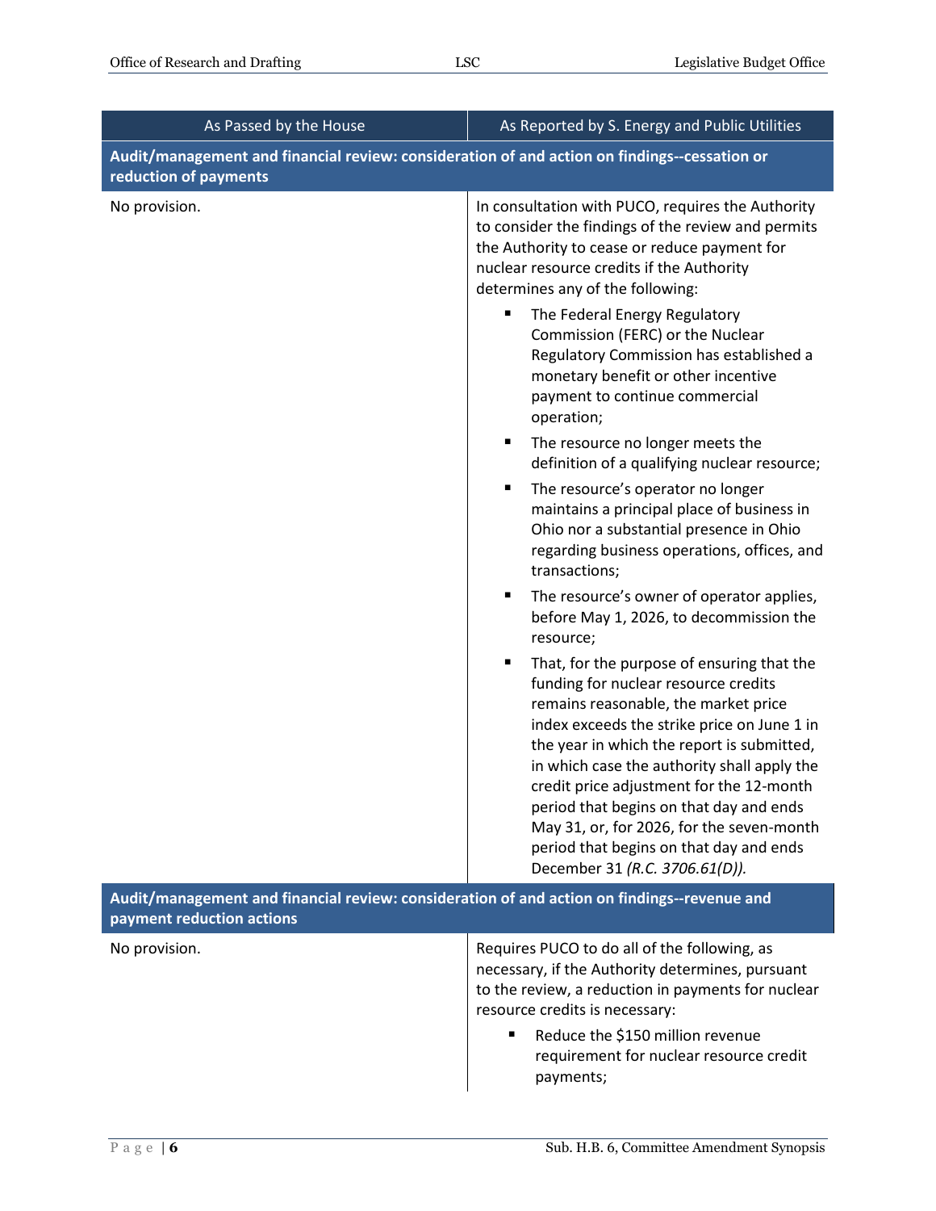| As Passed by the House | As Reported by S. Energy and Public Utilities |
|---|---|
| **Audit/management and financial review: consideration of and action on findings--cessation or reduction of payments** | |
| No provision. | In consultation with PUCO, requires the Authority to consider the findings of the review and permits the Authority to cease or reduce payment for nuclear resource credits if the Authority determines any of the following:<br>▪ The Federal Energy Regulatory Commission (FERC) or the Nuclear Regulatory Commission has established a monetary benefit or other incentive payment to continue commercial operation;<br>▪ The resource no longer meets the definition of a qualifying nuclear resource;<br>▪ The resource's operator no longer maintains a principal place of business in Ohio nor a substantial presence in Ohio regarding business operations, offices, and transactions;<br>▪ The resource's owner of operator applies, before May 1, 2026, to decommission the resource;<br>▪ That, for the purpose of ensuring that the funding for nuclear resource credits remains reasonable, the market price index exceeds the strike price on June 1 in the year in which the report is submitted, in which case the authority shall apply the credit price adjustment for the 12-month period that begins on that day and ends May 31, or, for 2026, for the seven-month period that begins on that day and ends December 31 *(R.C. 3706.61(D))*. |
| **Audit/management and financial review: consideration of and action on findings--revenue and payment reduction actions** | |
| No provision. | Requires PUCO to do all of the following, as necessary, if the Authority determines, pursuant to the review, a reduction in payments for nuclear resource credits is necessary:<br>▪ Reduce the $150 million revenue requirement for nuclear resource credit payments; |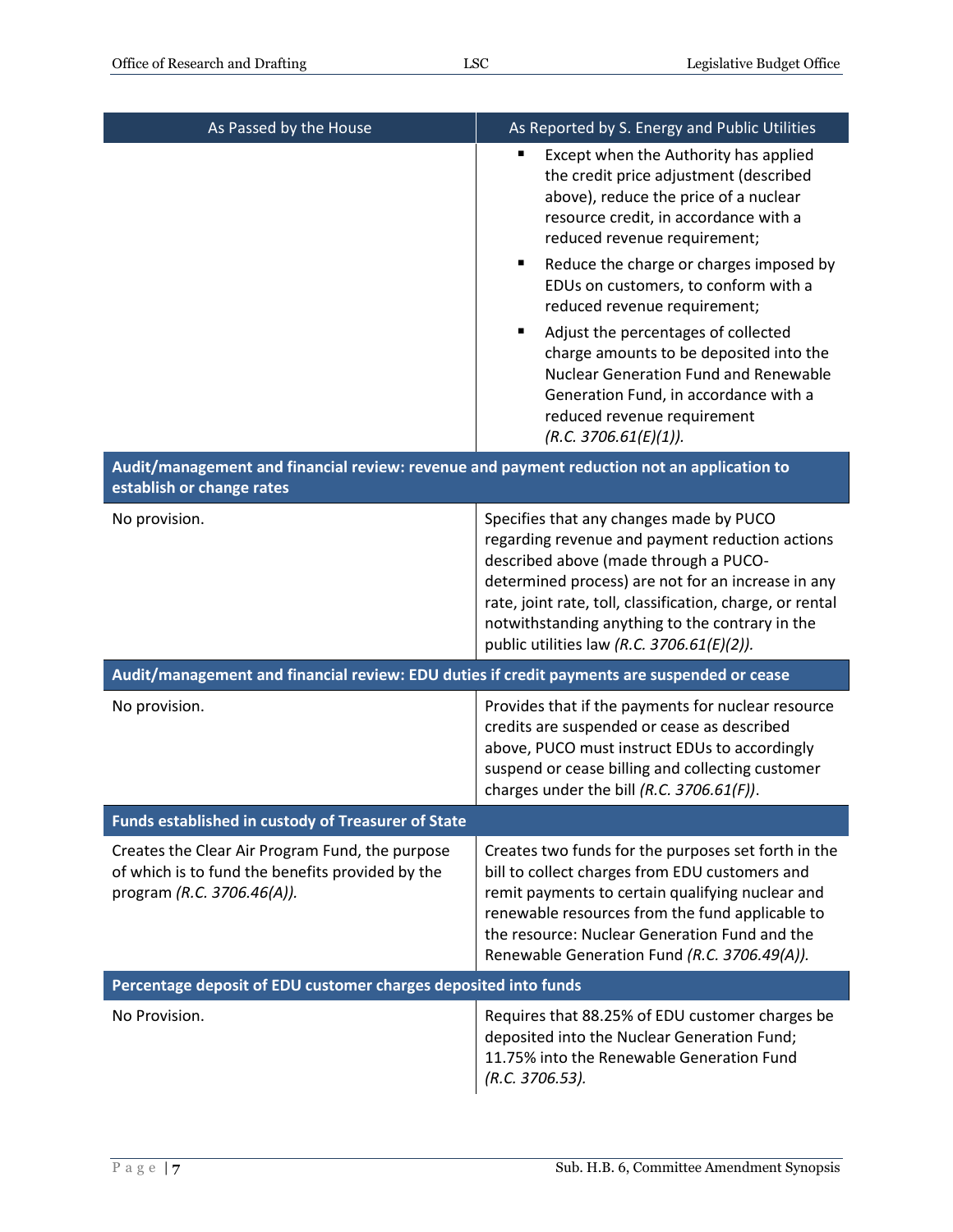| As Passed by the House | As Reported by S. Energy and Public Utilities |
|---|---|
| | ▪ Except when the Authority has applied the credit price adjustment (described above), reduce the price of a nuclear resource credit, in accordance with a reduced revenue requirement; <br> ▪ Reduce the charge or charges imposed by EDUs on customers, to conform with a reduced revenue requirement; <br> ▪ Adjust the percentages of collected charge amounts to be deposited into the Nuclear Generation Fund and Renewable Generation Fund, in accordance with a reduced revenue requirement *(R.C. 3706.61(E)(1))*. |
| **Audit/management and financial review: revenue and payment reduction not an application to establish or change rates** | |
| No provision. | Specifies that any changes made by PUCO regarding revenue and payment reduction actions described above (made through a PUCO-determined process) are not for an increase in any rate, joint rate, toll, classification, charge, or rental notwithstanding anything to the contrary in the public utilities law *(R.C. 3706.61(E)(2))*. |
| **Audit/management and financial review: EDU duties if credit payments are suspended or cease** | |
| No provision. | Provides that if the payments for nuclear resource credits are suspended or cease as described above, PUCO must instruct EDUs to accordingly suspend or cease billing and collecting customer charges under the bill *(R.C. 3706.61(F))*. |
| **Funds established in custody of Treasurer of State** | |
| Creates the Clear Air Program Fund, the purpose of which is to fund the benefits provided by the program *(R.C. 3706.46(A))*. | Creates two funds for the purposes set forth in the bill to collect charges from EDU customers and remit payments to certain qualifying nuclear and renewable resources from the fund applicable to the resource: Nuclear Generation Fund and the Renewable Generation Fund *(R.C. 3706.49(A))*. |
| **Percentage deposit of EDU customer charges deposited into funds** | |
| No Provision. | Requires that 88.25% of EDU customer charges be deposited into the Nuclear Generation Fund; 11.75% into the Renewable Generation Fund *(R.C. 3706.53)*. |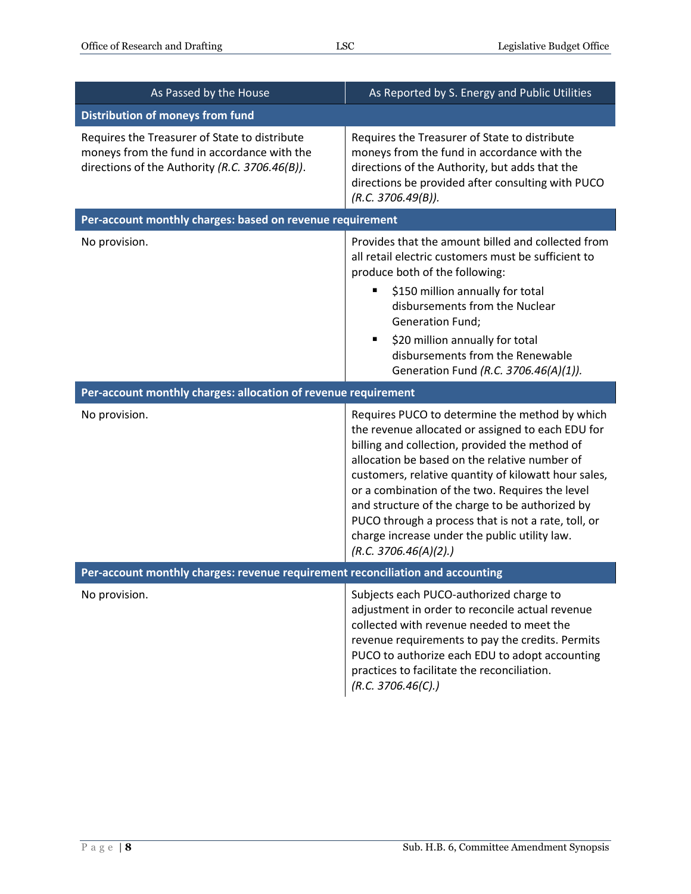| As Passed by the House | As Reported by S. Energy and Public Utilities |
|---|---|
| **Distribution of moneys from fund** | |
| Requires the Treasurer of State to distribute moneys from the fund in accordance with the directions of the Authority *(R.C. 3706.46(B))*. | Requires the Treasurer of State to distribute moneys from the fund in accordance with the directions of the Authority, but adds that the directions be provided after consulting with PUCO *(R.C. 3706.49(B))*. |
| **Per-account monthly charges: based on revenue requirement** | |
| No provision. | Provides that the amount billed and collected from all retail electric customers must be sufficient to produce both of the following:<br>▪ $150 million annually for total disbursements from the Nuclear Generation Fund;<br>▪ $20 million annually for total disbursements from the Renewable Generation Fund *(R.C. 3706.46(A)(1))*. |
| **Per-account monthly charges: allocation of revenue requirement** | |
| No provision. | Requires PUCO to determine the method by which the revenue allocated or assigned to each EDU for billing and collection, provided the method of allocation be based on the relative number of customers, relative quantity of kilowatt hour sales, or a combination of the two. Requires the level and structure of the charge to be authorized by PUCO through a process that is not a rate, toll, or charge increase under the public utility law. *(R.C. 3706.46(A)(2).)* |
| **Per-account monthly charges: revenue requirement reconciliation and accounting** | |
| No provision. | Subjects each PUCO-authorized charge to adjustment in order to reconcile actual revenue collected with revenue needed to meet the revenue requirements to pay the credits. Permits PUCO to authorize each EDU to adopt accounting practices to facilitate the reconciliation. *(R.C. 3706.46(C).)* |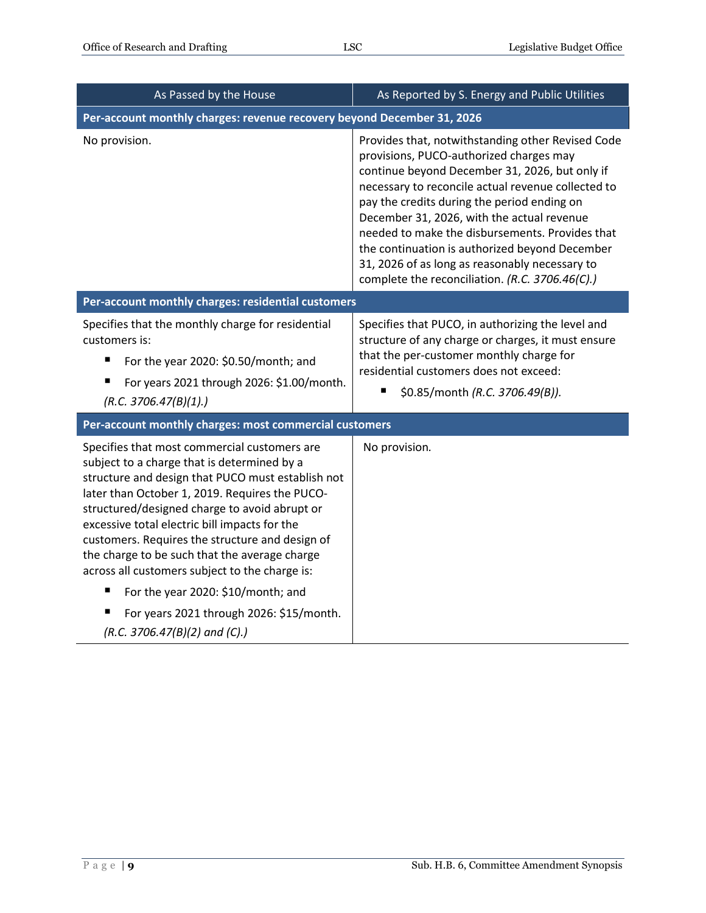| As Passed by the House | As Reported by S. Energy and Public Utilities |
|---|---|
| **Per-account monthly charges: revenue recovery beyond December 31, 2026** | |
| No provision. | Provides that, notwithstanding other Revised Code provisions, PUCO-authorized charges may continue beyond December 31, 2026, but only if necessary to reconcile actual revenue collected to pay the credits during the period ending on December 31, 2026, with the actual revenue needed to make the disbursements. Provides that the continuation is authorized beyond December 31, 2026 of as long as reasonably necessary to complete the reconciliation. *(R.C. 3706.46(C).)* |
| **Per-account monthly charges: residential customers** | |
| Specifies that the monthly charge for residential customers is:<br>▪ For the year 2020: $0.50/month; and<br>▪ For years 2021 through 2026: $1.00/month.<br>*(R.C. 3706.47(B)(1).)* | Specifies that PUCO, in authorizing the level and structure of any charge or charges, it must ensure that the per-customer monthly charge for residential customers does not exceed:<br>▪ $0.85/month *(R.C. 3706.49(B)).* |
| **Per-account monthly charges: most commercial customers** | |
| Specifies that most commercial customers are subject to a charge that is determined by a structure and design that PUCO must establish not later than October 1, 2019. Requires the PUCO-structured/designed charge to avoid abrupt or excessive total electric bill impacts for the customers. Requires the structure and design of the charge to be such that the average charge across all customers subject to the charge is:<br>▪ For the year 2020: $10/month; and<br>▪ For years 2021 through 2026: $15/month.<br>*(R.C. 3706.47(B)(2) and (C).)* | No provision. |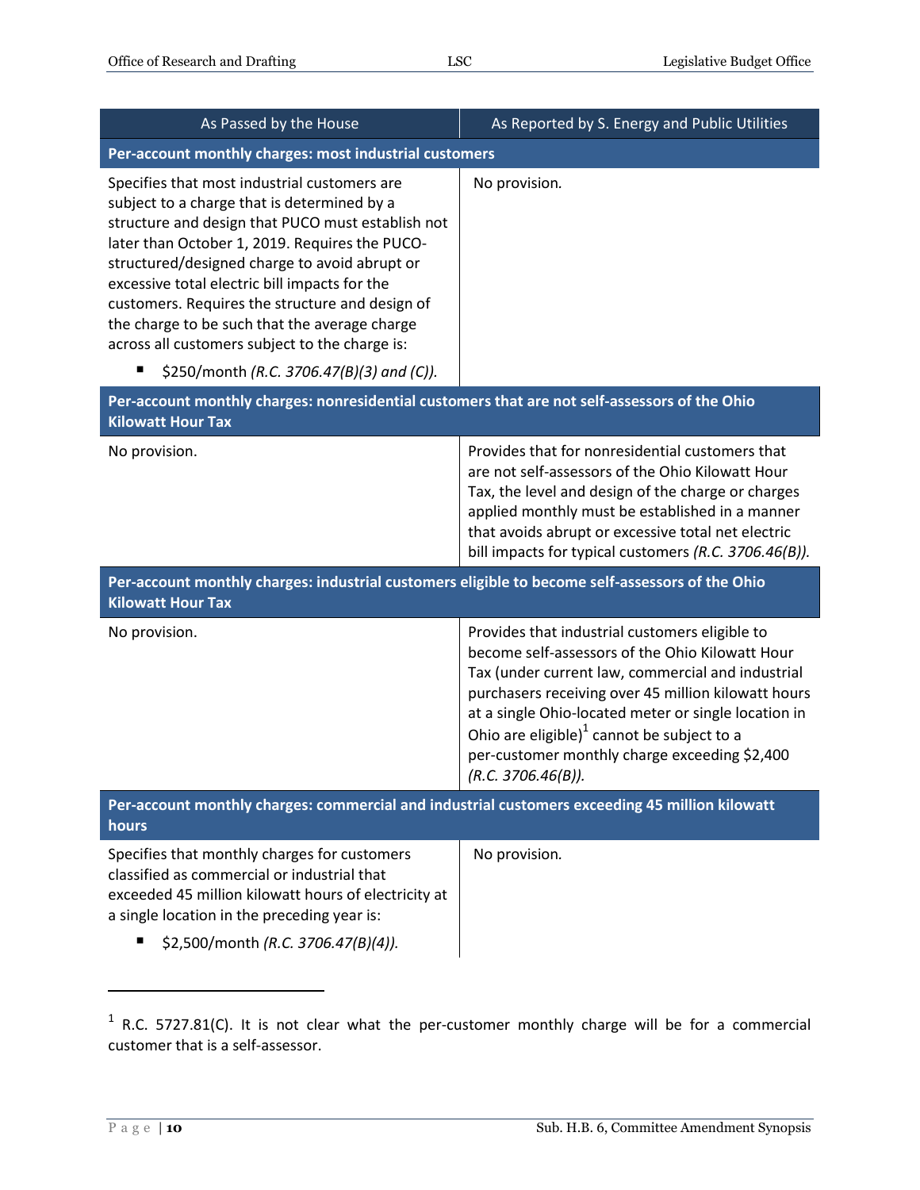| As Passed by the House | As Reported by S. Energy and Public Utilities |
|---|---|
| **Per-account monthly charges: most industrial customers** | |
| Specifies that most industrial customers are subject to a charge that is determined by a structure and design that PUCO must establish not later than October 1, 2019. Requires the PUCO-structured/designed charge to avoid abrupt or excessive total electric bill impacts for the customers. Requires the structure and design of the charge to be such that the average charge across all customers subject to the charge is:<br>▪ $250/month *(R.C. 3706.47(B)(3) and (C)).* | No provision. |
| **Per-account monthly charges: nonresidential customers that are not self-assessors of the Ohio Kilowatt Hour Tax** | |
| No provision. | Provides that for nonresidential customers that are not self-assessors of the Ohio Kilowatt Hour Tax, the level and design of the charge or charges applied monthly must be established in a manner that avoids abrupt or excessive total net electric bill impacts for typical customers *(R.C. 3706.46(B)).* |
| **Per-account monthly charges: industrial customers eligible to become self-assessors of the Ohio Kilowatt Hour Tax** | |
| No provision. | Provides that industrial customers eligible to become self-assessors of the Ohio Kilowatt Hour Tax (under current law, commercial and industrial purchasers receiving over 45 million kilowatt hours at a single Ohio-located meter or single location in Ohio are eligible)[1] cannot be subject to a per-customer monthly charge exceeding $2,400 *(R.C. 3706.46(B)).* |
| **Per-account monthly charges: commercial and industrial customers exceeding 45 million kilowatt hours** | |
| Specifies that monthly charges for customers classified as commercial or industrial that exceeded 45 million kilowatt hours of electricity at a single location in the preceding year is:<br>▪ $2,500/month *(R.C. 3706.47(B)(4)).* | No provision. |

---

[1] R.C. 5727.81(C). It is not clear what the per-customer monthly charge will be for a commercial customer that is a self-assessor.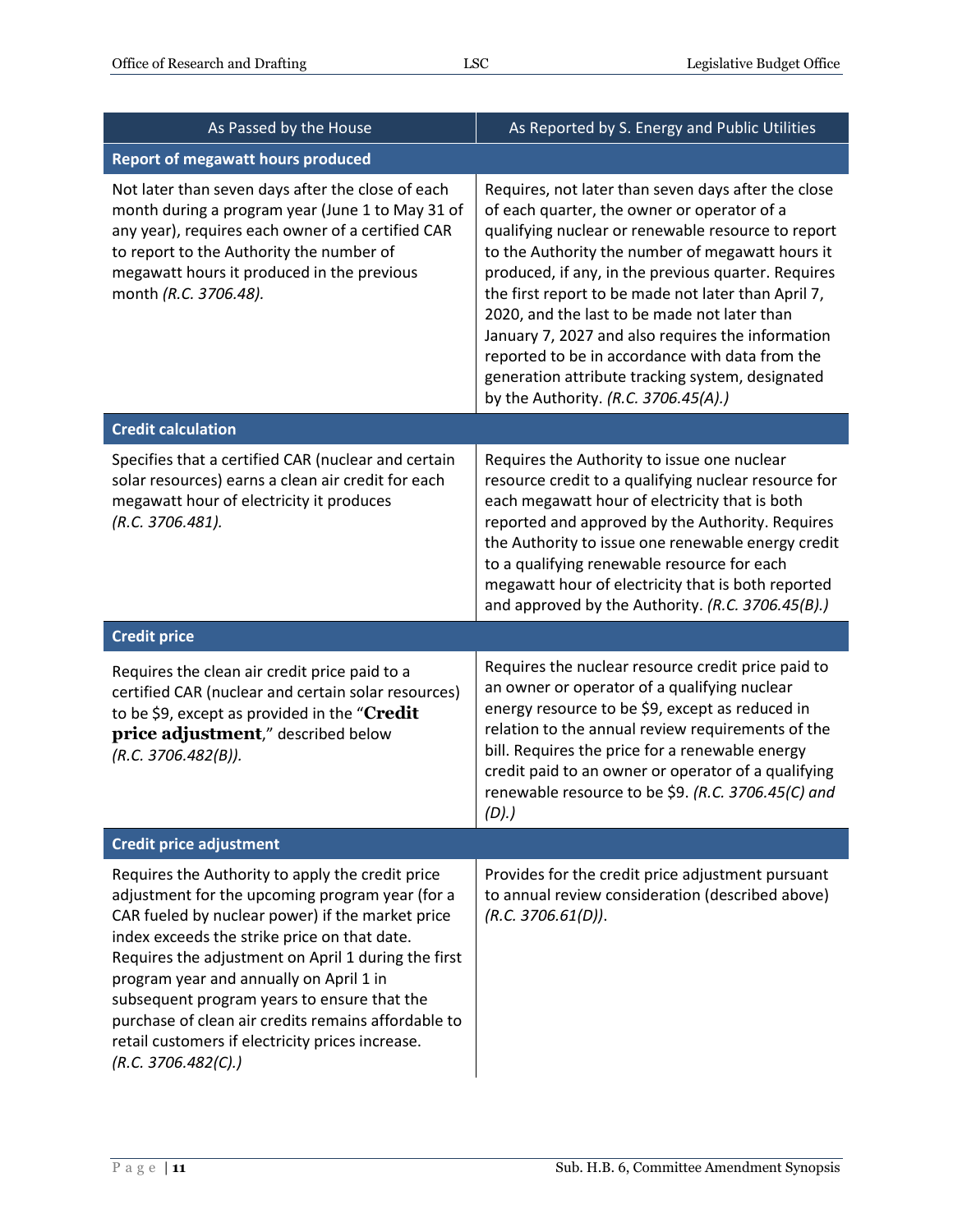| As Passed by the House | As Reported by S. Energy and Public Utilities |
|---|---|
| **Report of megawatt hours produced** | |
| Not later than seven days after the close of each month during a program year (June 1 to May 31 of any year), requires each owner of a certified CAR to report to the Authority the number of megawatt hours it produced in the previous month *(R.C. 3706.48).* | Requires, not later than seven days after the close of each quarter, the owner or operator of a qualifying nuclear or renewable resource to report to the Authority the number of megawatt hours it produced, if any, in the previous quarter. Requires the first report to be made not later than April 7, 2020, and the last to be made not later than January 7, 2027 and also requires the information reported to be in accordance with data from the generation attribute tracking system, designated by the Authority. *(R.C. 3706.45(A).)* |
| **Credit calculation** | |
| Specifies that a certified CAR (nuclear and certain solar resources) earns a clean air credit for each megawatt hour of electricity it produces *(R.C. 3706.481).* | Requires the Authority to issue one nuclear resource credit to a qualifying nuclear resource for each megawatt hour of electricity that is both reported and approved by the Authority. Requires the Authority to issue one renewable energy credit to a qualifying renewable resource for each megawatt hour of electricity that is both reported and approved by the Authority. *(R.C. 3706.45(B).)* |
| **Credit price** | |
| Requires the clean air credit price paid to a certified CAR (nuclear and certain solar resources) to be $9, except as provided in the "**Credit price adjustment**," described below *(R.C. 3706.482(B)).* | Requires the nuclear resource credit price paid to an owner or operator of a qualifying nuclear energy resource to be $9, except as reduced in relation to the annual review requirements of the bill. Requires the price for a renewable energy credit paid to an owner or operator of a qualifying renewable resource to be $9. *(R.C. 3706.45(C) and (D).)* |
| **Credit price adjustment** | |
| Requires the Authority to apply the credit price adjustment for the upcoming program year (for a CAR fueled by nuclear power) if the market price index exceeds the strike price on that date. Requires the adjustment on April 1 during the first program year and annually on April 1 in subsequent program years to ensure that the purchase of clean air credits remains affordable to retail customers if electricity prices increase. *(R.C. 3706.482(C).)* | Provides for the credit price adjustment pursuant to annual review consideration (described above) *(R.C. 3706.61(D))*. |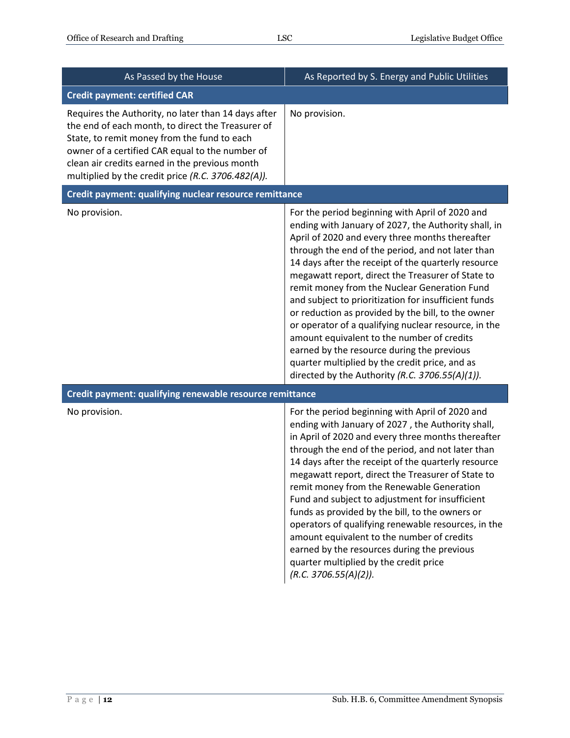| As Passed by the House | As Reported by S. Energy and Public Utilities |
|---|---|
| **Credit payment: certified CAR** | |
| Requires the Authority, no later than 14 days after the end of each month, to direct the Treasurer of State, to remit money from the fund to each owner of a certified CAR equal to the number of clean air credits earned in the previous month multiplied by the credit price *(R.C. 3706.482(A))*. | No provision. |
| **Credit payment: qualifying nuclear resource remittance** | |
| No provision. | For the period beginning with April of 2020 and ending with January of 2027, the Authority shall, in April of 2020 and every three months thereafter through the end of the period, and not later than 14 days after the receipt of the quarterly resource megawatt report, direct the Treasurer of State to remit money from the Nuclear Generation Fund and subject to prioritization for insufficient funds or reduction as provided by the bill, to the owner or operator of a qualifying nuclear resource, in the amount equivalent to the number of credits earned by the resource during the previous quarter multiplied by the credit price, and as directed by the Authority *(R.C. 3706.55(A)(1))*. |
| **Credit payment: qualifying renewable resource remittance** | |
| No provision. | For the period beginning with April of 2020 and ending with January of 2027 , the Authority shall, in April of 2020 and every three months thereafter through the end of the period, and not later than 14 days after the receipt of the quarterly resource megawatt report, direct the Treasurer of State to remit money from the Renewable Generation Fund and subject to adjustment for insufficient funds as provided by the bill, to the owners or operators of qualifying renewable resources, in the amount equivalent to the number of credits earned by the resources during the previous quarter multiplied by the credit price *(R.C. 3706.55(A)(2))*. |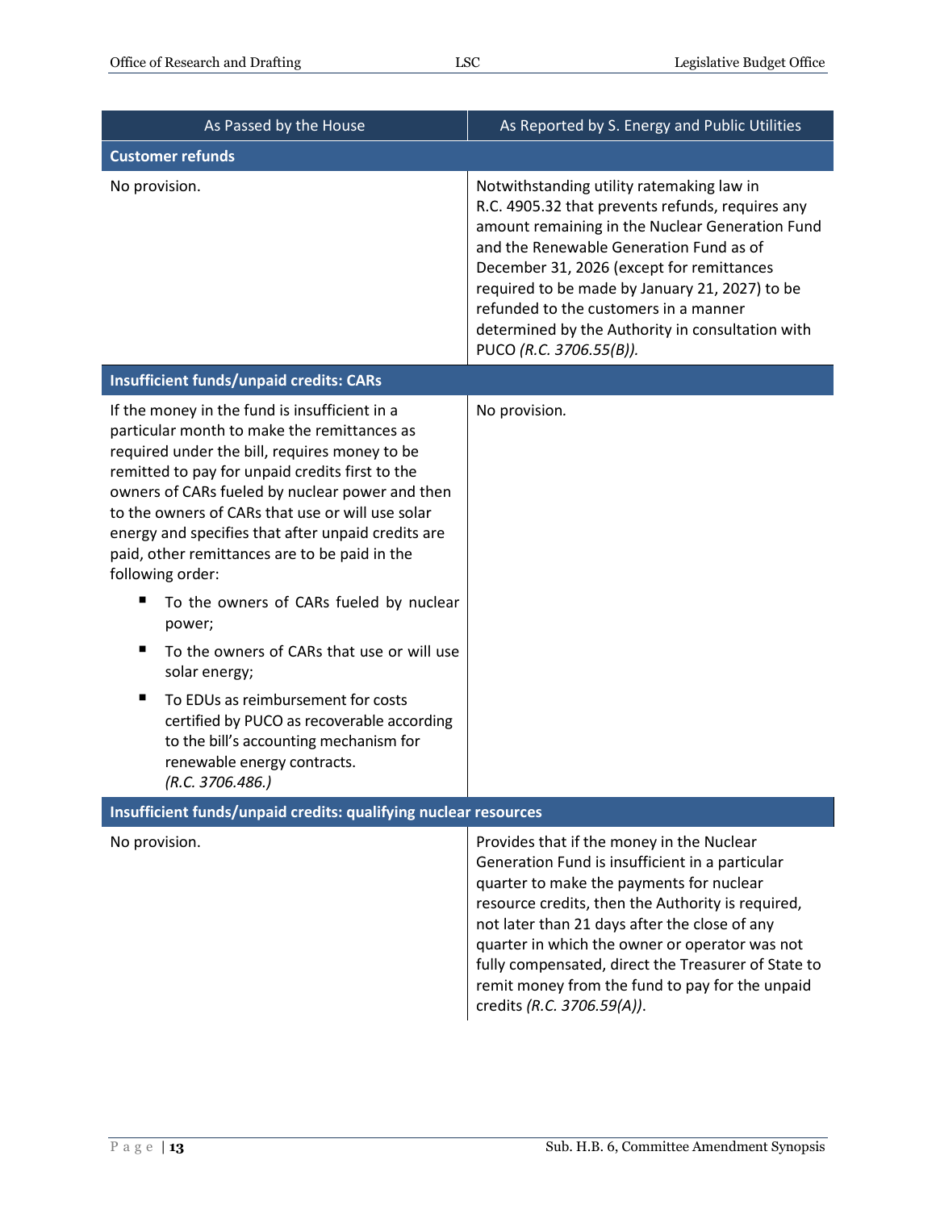| As Passed by the House | As Reported by S. Energy and Public Utilities |
|---|---|
| **Customer refunds** | |
| No provision. | Notwithstanding utility ratemaking law in R.C. 4905.32 that prevents refunds, requires any amount remaining in the Nuclear Generation Fund and the Renewable Generation Fund as of December 31, 2026 (except for remittances required to be made by January 21, 2027) to be refunded to the customers in a manner determined by the Authority in consultation with PUCO *(R.C. 3706.55(B))*. |
| **Insufficient funds/unpaid credits: CARs** | |
| If the money in the fund is insufficient in a particular month to make the remittances as required under the bill, requires money to be remitted to pay for unpaid credits first to the owners of CARs fueled by nuclear power and then to the owners of CARs that use or will use solar energy and specifies that after unpaid credits are paid, other remittances are to be paid in the following order: <br>▪ To the owners of CARs fueled by nuclear power; <br>▪ To the owners of CARs that use or will use solar energy; <br>▪ To EDUs as reimbursement for costs certified by PUCO as recoverable according to the bill's accounting mechanism for renewable energy contracts. <br>*(R.C. 3706.486.)* | No provision. |
| **Insufficient funds/unpaid credits: qualifying nuclear resources** | |
| No provision. | Provides that if the money in the Nuclear Generation Fund is insufficient in a particular quarter to make the payments for nuclear resource credits, then the Authority is required, not later than 21 days after the close of any quarter in which the owner or operator was not fully compensated, direct the Treasurer of State to remit money from the fund to pay for the unpaid credits *(R.C. 3706.59(A))*. |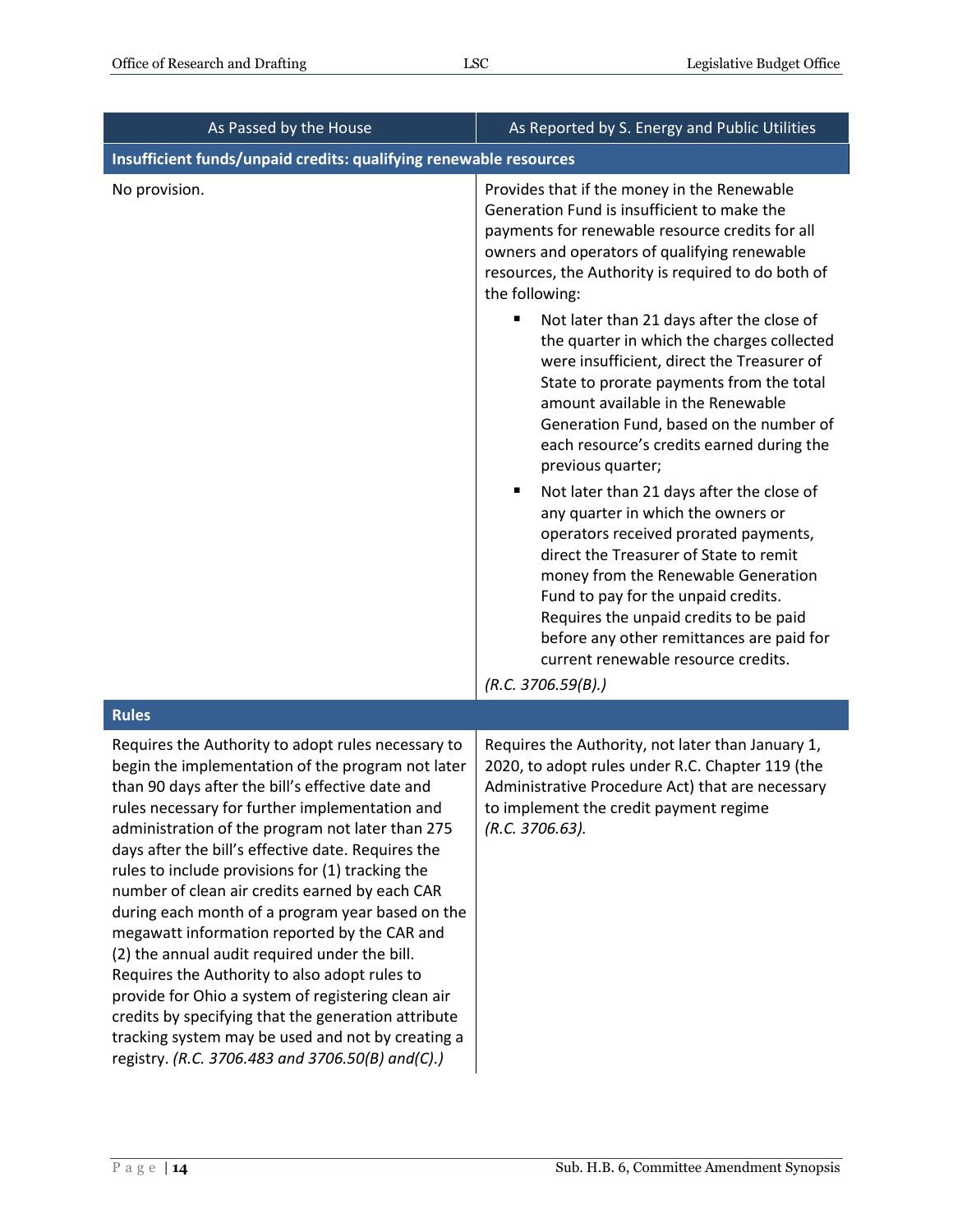| As Passed by the House | As Reported by S. Energy and Public Utilities |
| --- | --- |
| **Insufficient funds/unpaid credits: qualifying renewable resources** | |
| No provision. | Provides that if the money in the Renewable Generation Fund is insufficient to make the payments for renewable resource credits for all owners and operators of qualifying renewable resources, the Authority is required to do both of the following:<br>▪ Not later than 21 days after the close of the quarter in which the charges collected were insufficient, direct the Treasurer of State to prorate payments from the total amount available in the Renewable Generation Fund, based on the number of each resource's credits earned during the previous quarter;<br>▪ Not later than 21 days after the close of any quarter in which the owners or operators received prorated payments, direct the Treasurer of State to remit money from the Renewable Generation Fund to pay for the unpaid credits. Requires the unpaid credits to be paid before any other remittances are paid for current renewable resource credits.<br>*(R.C. 3706.59(B).)* |
| **Rules** | |
| Requires the Authority to adopt rules necessary to begin the implementation of the program not later than 90 days after the bill's effective date and rules necessary for further implementation and administration of the program not later than 275 days after the bill's effective date. Requires the rules to include provisions for (1) tracking the number of clean air credits earned by each CAR during each month of a program year based on the megawatt information reported by the CAR and (2) the annual audit required under the bill. Requires the Authority to also adopt rules to provide for Ohio a system of registering clean air credits by specifying that the generation attribute tracking system may be used and not by creating a registry. *(R.C. 3706.483 and 3706.50(B) and(C).)* | Requires the Authority, not later than January 1, 2020, to adopt rules under R.C. Chapter 119 (the Administrative Procedure Act) that are necessary to implement the credit payment regime *(R.C. 3706.63).* |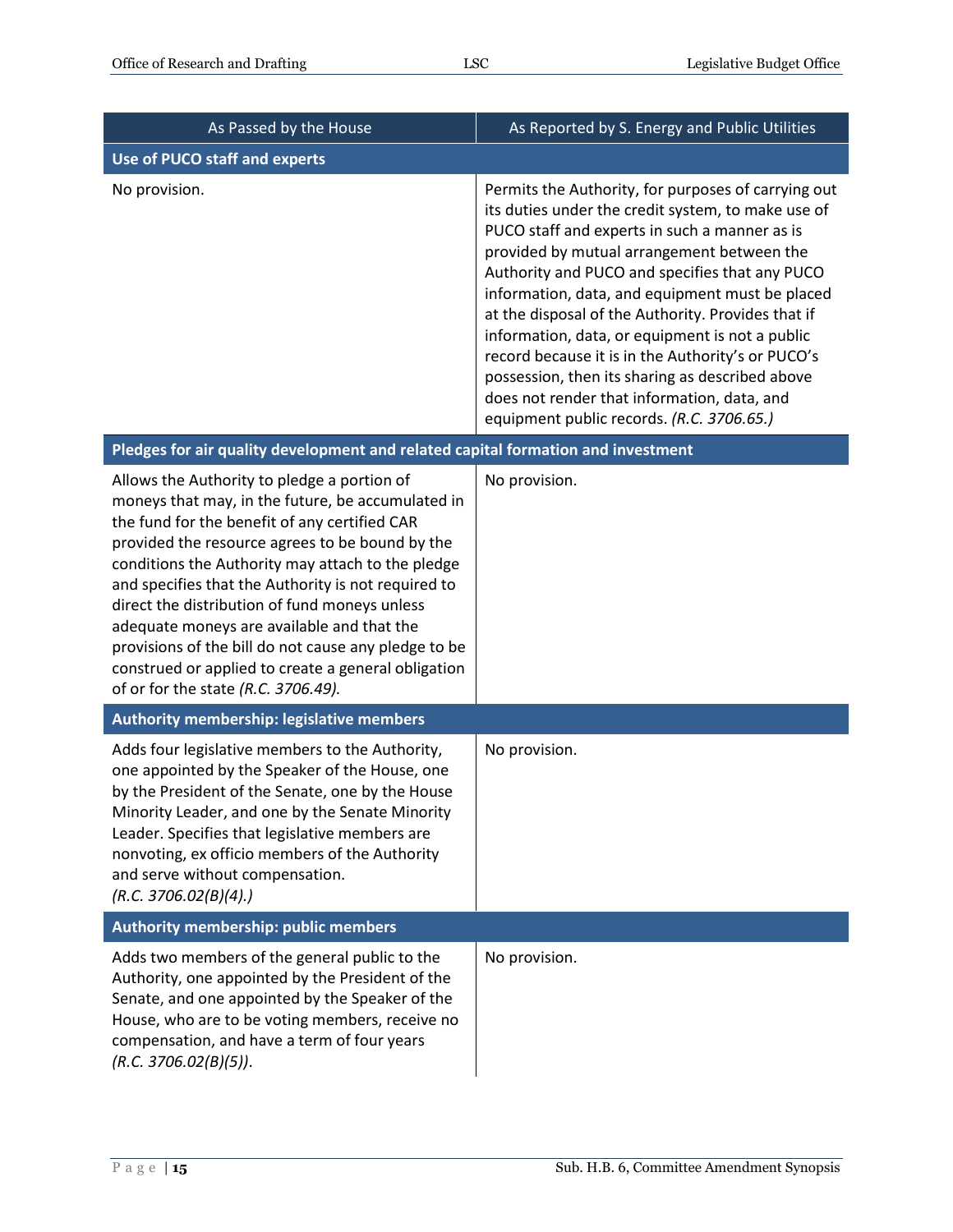| As Passed by the House | As Reported by S. Energy and Public Utilities |
|---|---|
| **Use of PUCO staff and experts** | |
| No provision. | Permits the Authority, for purposes of carrying out its duties under the credit system, to make use of PUCO staff and experts in such a manner as is provided by mutual arrangement between the Authority and PUCO and specifies that any PUCO information, data, and equipment must be placed at the disposal of the Authority. Provides that if information, data, or equipment is not a public record because it is in the Authority's or PUCO's possession, then its sharing as described above does not render that information, data, and equipment public records. *(R.C. 3706.65.)* |
| **Pledges for air quality development and related capital formation and investment** | |
| Allows the Authority to pledge a portion of moneys that may, in the future, be accumulated in the fund for the benefit of any certified CAR provided the resource agrees to be bound by the conditions the Authority may attach to the pledge and specifies that the Authority is not required to direct the distribution of fund moneys unless adequate moneys are available and that the provisions of the bill do not cause any pledge to be construed or applied to create a general obligation of or for the state *(R.C. 3706.49)*. | No provision. |
| **Authority membership: legislative members** | |
| Adds four legislative members to the Authority, one appointed by the Speaker of the House, one by the President of the Senate, one by the House Minority Leader, and one by the Senate Minority Leader. Specifies that legislative members are nonvoting, ex officio members of the Authority and serve without compensation. *(R.C. 3706.02(B)(4).)* | No provision. |
| **Authority membership: public members** | |
| Adds two members of the general public to the Authority, one appointed by the President of the Senate, and one appointed by the Speaker of the House, who are to be voting members, receive no compensation, and have a term of four years *(R.C. 3706.02(B)(5))*. | No provision. |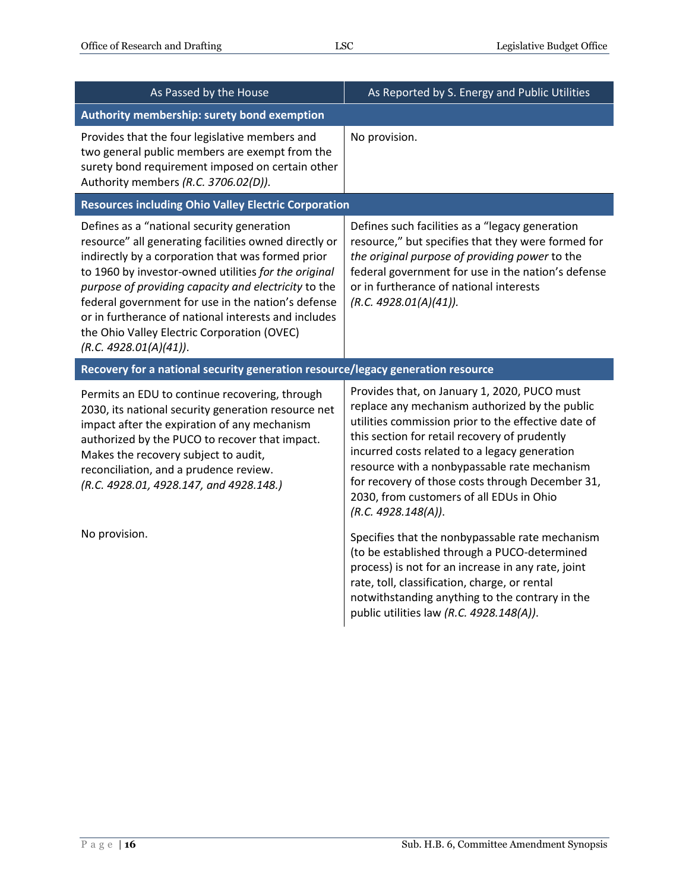| As Passed by the House | As Reported by S. Energy and Public Utilities |
|---|---|
| **Authority membership: surety bond exemption** | |
| Provides that the four legislative members and two general public members are exempt from the surety bond requirement imposed on certain other Authority members *(R.C. 3706.02(D))*. | No provision. |
| **Resources including Ohio Valley Electric Corporation** | |
| Defines as a "national security generation resource" all generating facilities owned directly or indirectly by a corporation that was formed prior to 1960 by investor-owned utilities *for the original purpose of providing capacity and electricity* to the federal government for use in the nation's defense or in furtherance of national interests and includes the Ohio Valley Electric Corporation (OVEC) *(R.C. 4928.01(A)(41))*. | Defines such facilities as a "legacy generation resource," but specifies that they were formed for *the original purpose of providing power* to the federal government for use in the nation's defense or in furtherance of national interests *(R.C. 4928.01(A)(41))*. |
| **Recovery for a national security generation resource/legacy generation resource** | |
| Permits an EDU to continue recovering, through 2030, its national security generation resource net impact after the expiration of any mechanism authorized by the PUCO to recover that impact. Makes the recovery subject to audit, reconciliation, and a prudence review. *(R.C. 4928.01, 4928.147, and 4928.148.)* | Provides that, on January 1, 2020, PUCO must replace any mechanism authorized by the public utilities commission prior to the effective date of this section for retail recovery of prudently incurred costs related to a legacy generation resource with a nonbypassable rate mechanism for recovery of those costs through December 31, 2030, from customers of all EDUs in Ohio *(R.C. 4928.148(A))*. |
| No provision. | Specifies that the nonbypassable rate mechanism (to be established through a PUCO-determined process) is not for an increase in any rate, joint rate, toll, classification, charge, or rental notwithstanding anything to the contrary in the public utilities law *(R.C. 4928.148(A))*. |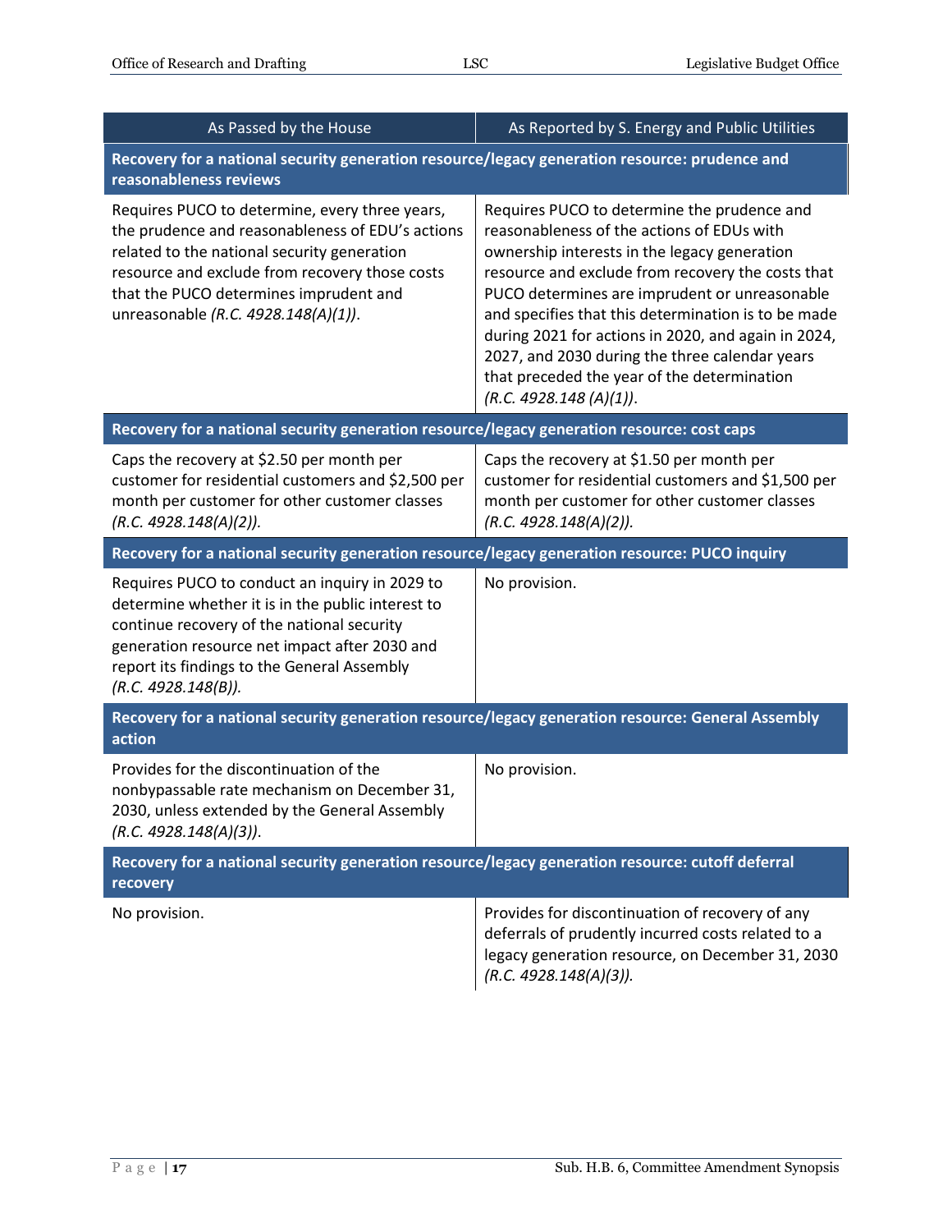| As Passed by the House | As Reported by S. Energy and Public Utilities |
|---|---|
| **Recovery for a national security generation resource/legacy generation resource: prudence and reasonableness reviews** | |
| Requires PUCO to determine, every three years, the prudence and reasonableness of EDU's actions related to the national security generation resource and exclude from recovery those costs that the PUCO determines imprudent and unreasonable *(R.C. 4928.148(A)(1))*. | Requires PUCO to determine the prudence and reasonableness of the actions of EDUs with ownership interests in the legacy generation resource and exclude from recovery the costs that PUCO determines are imprudent or unreasonable and specifies that this determination is to be made during 2021 for actions in 2020, and again in 2024, 2027, and 2030 during the three calendar years that preceded the year of the determination *(R.C. 4928.148 (A)(1))*. |
| **Recovery for a national security generation resource/legacy generation resource: cost caps** | |
| Caps the recovery at $2.50 per month per customer for residential customers and $2,500 per month per customer for other customer classes *(R.C. 4928.148(A)(2))*. | Caps the recovery at $1.50 per month per customer for residential customers and $1,500 per month per customer for other customer classes *(R.C. 4928.148(A)(2))*. |
| **Recovery for a national security generation resource/legacy generation resource: PUCO inquiry** | |
| Requires PUCO to conduct an inquiry in 2029 to determine whether it is in the public interest to continue recovery of the national security generation resource net impact after 2030 and report its findings to the General Assembly *(R.C. 4928.148(B))*. | No provision. |
| **Recovery for a national security generation resource/legacy generation resource: General Assembly action** | |
| Provides for the discontinuation of the nonbypassable rate mechanism on December 31, 2030, unless extended by the General Assembly *(R.C. 4928.148(A)(3))*. | No provision. |
| **Recovery for a national security generation resource/legacy generation resource: cutoff deferral recovery** | |
| No provision. | Provides for discontinuation of recovery of any deferrals of prudently incurred costs related to a legacy generation resource, on December 31, 2030 *(R.C. 4928.148(A)(3))*. |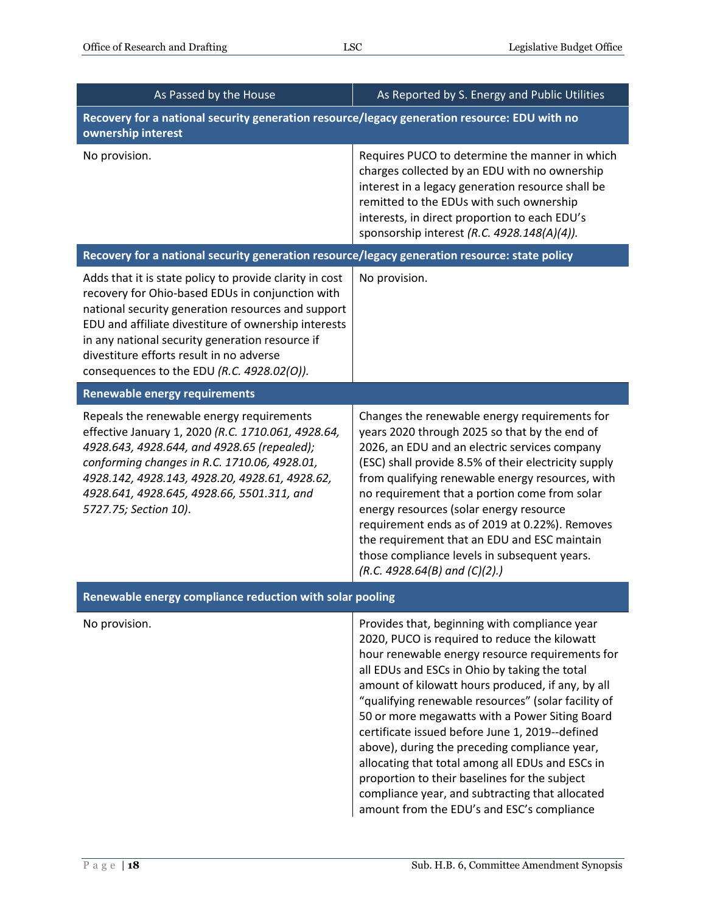| As Passed by the House | As Reported by S. Energy and Public Utilities |
|---|---|
| **Recovery for a national security generation resource/legacy generation resource: EDU with no ownership interest** | |
| No provision. | Requires PUCO to determine the manner in which charges collected by an EDU with no ownership interest in a legacy generation resource shall be remitted to the EDUs with such ownership interests, in direct proportion to each EDU's sponsorship interest *(R.C. 4928.148(A)(4))*. |
| **Recovery for a national security generation resource/legacy generation resource: state policy** | |
| Adds that it is state policy to provide clarity in cost recovery for Ohio-based EDUs in conjunction with national security generation resources and support EDU and affiliate divestiture of ownership interests in any national security generation resource if divestiture efforts result in no adverse consequences to the EDU *(R.C. 4928.02(O))*. | No provision. |
| **Renewable energy requirements** | |
| Repeals the renewable energy requirements effective January 1, 2020 *(R.C. 1710.061, 4928.64, 4928.643, 4928.644, and 4928.65 (repealed); conforming changes in R.C. 1710.06, 4928.01, 4928.142, 4928.143, 4928.20, 4928.61, 4928.62, 4928.641, 4928.645, 4928.66, 5501.311, and 5727.75; Section 10)*. | Changes the renewable energy requirements for years 2020 through 2025 so that by the end of 2026, an EDU and an electric services company (ESC) shall provide 8.5% of their electricity supply from qualifying renewable energy resources, with no requirement that a portion come from solar energy resources (solar energy resource requirement ends as of 2019 at 0.22%). Removes the requirement that an EDU and ESC maintain those compliance levels in subsequent years. *(R.C. 4928.64(B) and (C)(2).)* |
| **Renewable energy compliance reduction with solar pooling** | |
| No provision. | Provides that, beginning with compliance year 2020, PUCO is required to reduce the kilowatt hour renewable energy resource requirements for all EDUs and ESCs in Ohio by taking the total amount of kilowatt hours produced, if any, by all "qualifying renewable resources" (solar facility of 50 or more megawatts with a Power Siting Board certificate issued before June 1, 2019--defined above), during the preceding compliance year, allocating that total among all EDUs and ESCs in proportion to their baselines for the subject compliance year, and subtracting that allocated amount from the EDU's and ESC's compliance |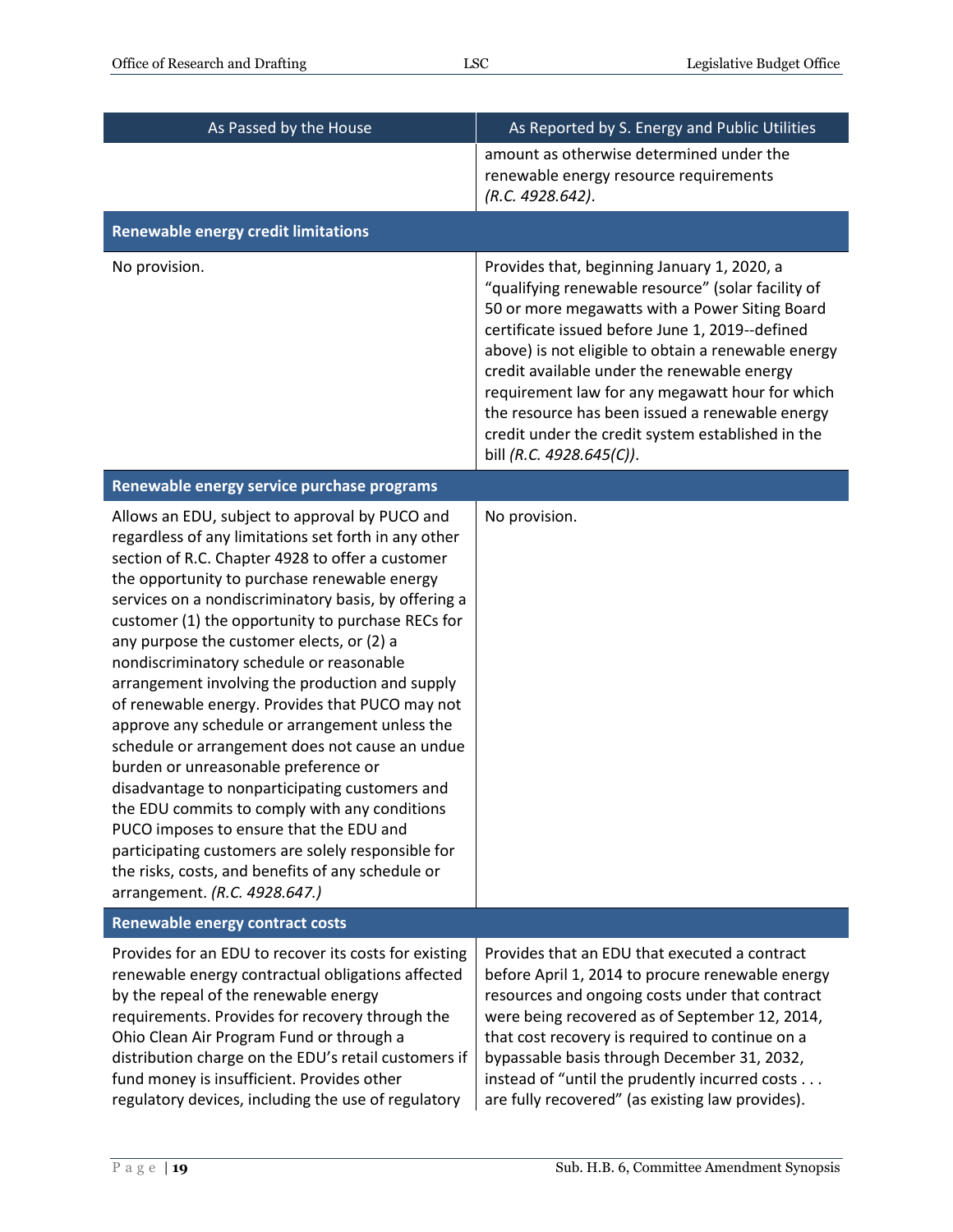| As Passed by the House | As Reported by S. Energy and Public Utilities |
|---|---|
| | amount as otherwise determined under the renewable energy resource requirements *(R.C. 4928.642)*. |
| **Renewable energy credit limitations** | |
| No provision. | Provides that, beginning January 1, 2020, a "qualifying renewable resource" (solar facility of 50 or more megawatts with a Power Siting Board certificate issued before June 1, 2019--defined above) is not eligible to obtain a renewable energy credit available under the renewable energy requirement law for any megawatt hour for which the resource has been issued a renewable energy credit under the credit system established in the bill *(R.C. 4928.645(C))*. |
| **Renewable energy service purchase programs** | |
| Allows an EDU, subject to approval by PUCO and regardless of any limitations set forth in any other section of R.C. Chapter 4928 to offer a customer the opportunity to purchase renewable energy services on a nondiscriminatory basis, by offering a customer (1) the opportunity to purchase RECs for any purpose the customer elects, or (2) a nondiscriminatory schedule or reasonable arrangement involving the production and supply of renewable energy. Provides that PUCO may not approve any schedule or arrangement unless the schedule or arrangement does not cause an undue burden or unreasonable preference or disadvantage to nonparticipating customers and the EDU commits to comply with any conditions PUCO imposes to ensure that the EDU and participating customers are solely responsible for the risks, costs, and benefits of any schedule or arrangement. *(R.C. 4928.647.)* | No provision. |
| **Renewable energy contract costs** | |
| Provides for an EDU to recover its costs for existing renewable energy contractual obligations affected by the repeal of the renewable energy requirements. Provides for recovery through the Ohio Clean Air Program Fund or through a distribution charge on the EDU's retail customers if fund money is insufficient. Provides other regulatory devices, including the use of regulatory | Provides that an EDU that executed a contract before April 1, 2014 to procure renewable energy resources and ongoing costs under that contract were being recovered as of September 12, 2014, that cost recovery is required to continue on a bypassable basis through December 31, 2032, instead of "until the prudently incurred costs . . . are fully recovered" (as existing law provides). |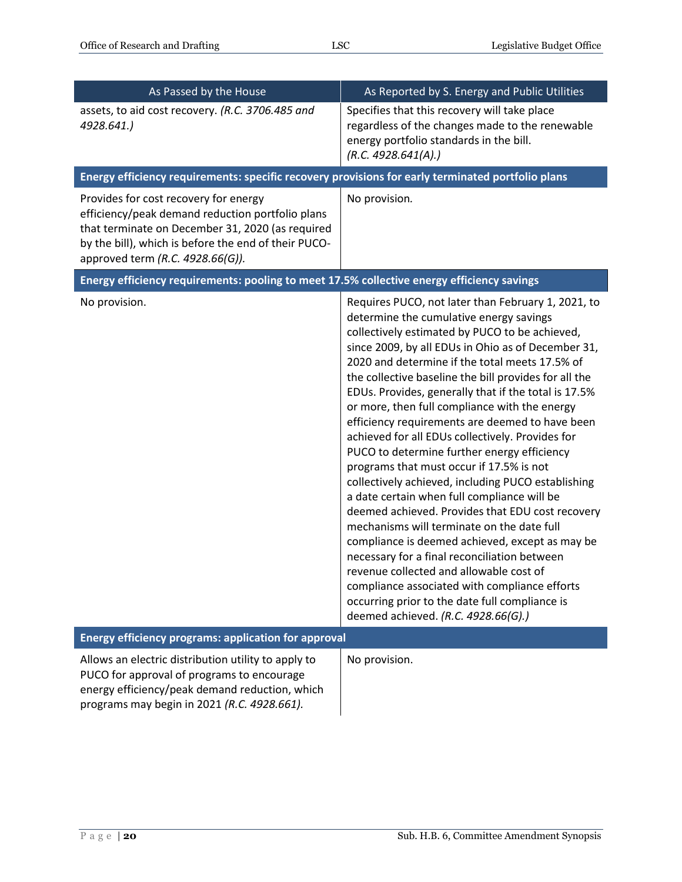| As Passed by the House | As Reported by S. Energy and Public Utilities |
|---|---|
| assets, to aid cost recovery. *(R.C. 3706.485 and 4928.641.)* | Specifies that this recovery will take place regardless of the changes made to the renewable energy portfolio standards in the bill. *(R.C. 4928.641(A).)* |
| **Energy efficiency requirements: specific recovery provisions for early terminated portfolio plans** | |
| Provides for cost recovery for energy efficiency/peak demand reduction portfolio plans that terminate on December 31, 2020 (as required by the bill), which is before the end of their PUCO-approved term *(R.C. 4928.66(G))*. | No provision. |
| **Energy efficiency requirements: pooling to meet 17.5% collective energy efficiency savings** | |
| No provision. | Requires PUCO, not later than February 1, 2021, to determine the cumulative energy savings collectively estimated by PUCO to be achieved, since 2009, by all EDUs in Ohio as of December 31, 2020 and determine if the total meets 17.5% of the collective baseline the bill provides for all the EDUs. Provides, generally that if the total is 17.5% or more, then full compliance with the energy efficiency requirements are deemed to have been achieved for all EDUs collectively. Provides for PUCO to determine further energy efficiency programs that must occur if 17.5% is not collectively achieved, including PUCO establishing a date certain when full compliance will be deemed achieved. Provides that EDU cost recovery mechanisms will terminate on the date full compliance is deemed achieved, except as may be necessary for a final reconciliation between revenue collected and allowable cost of compliance associated with compliance efforts occurring prior to the date full compliance is deemed achieved. *(R.C. 4928.66(G).)* |
| **Energy efficiency programs: application for approval** | |
| Allows an electric distribution utility to apply to PUCO for approval of programs to encourage energy efficiency/peak demand reduction, which programs may begin in 2021 *(R.C. 4928.661)*. | No provision. |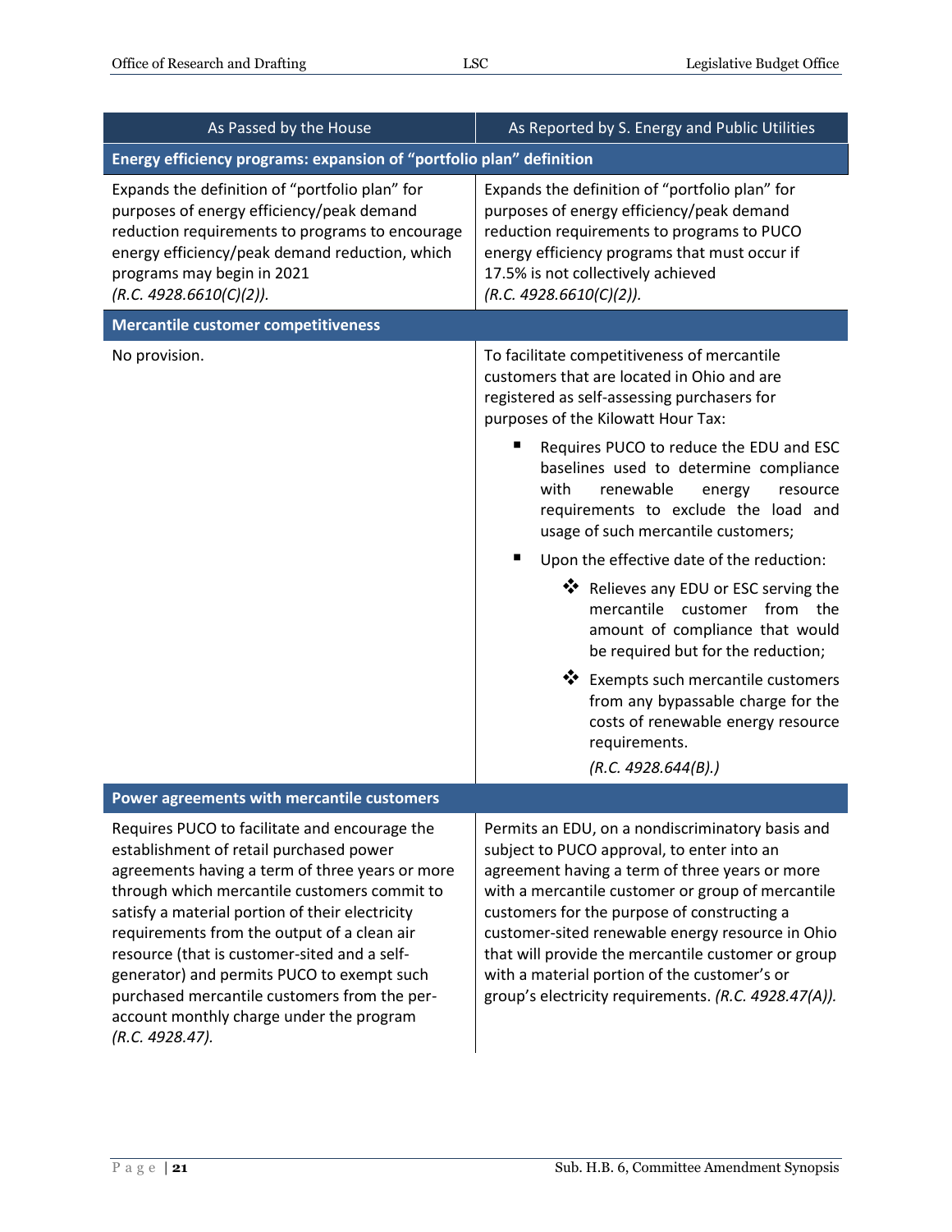| As Passed by the House | As Reported by S. Energy and Public Utilities |
|---|---|
| **Energy efficiency programs: expansion of "portfolio plan" definition** | |
| Expands the definition of "portfolio plan" for purposes of energy efficiency/peak demand reduction requirements to programs to encourage energy efficiency/peak demand reduction, which programs may begin in 2021 *(R.C. 4928.6610(C)(2)).* | Expands the definition of "portfolio plan" for purposes of energy efficiency/peak demand reduction requirements to programs to PUCO energy efficiency programs that must occur if 17.5% is not collectively achieved *(R.C. 4928.6610(C)(2)).* |
| **Mercantile customer competitiveness** | |
| No provision. | To facilitate competitiveness of mercantile customers that are located in Ohio and are registered as self-assessing purchasers for purposes of the Kilowatt Hour Tax:<br>▪ Requires PUCO to reduce the EDU and ESC baselines used to determine compliance with renewable energy resource requirements to exclude the load and usage of such mercantile customers;<br>▪ Upon the effective date of the reduction:<br>❖ Relieves any EDU or ESC serving the mercantile customer from the amount of compliance that would be required but for the reduction;<br>❖ Exempts such mercantile customers from any bypassable charge for the costs of renewable energy resource requirements.<br>*(R.C. 4928.644(B).)* |
| **Power agreements with mercantile customers** | |
| Requires PUCO to facilitate and encourage the establishment of retail purchased power agreements having a term of three years or more through which mercantile customers commit to satisfy a material portion of their electricity requirements from the output of a clean air resource (that is customer-sited and a self-generator) and permits PUCO to exempt such purchased mercantile customers from the per-account monthly charge under the program *(R.C. 4928.47).* | Permits an EDU, on a nondiscriminatory basis and subject to PUCO approval, to enter into an agreement having a term of three years or more with a mercantile customer or group of mercantile customers for the purpose of constructing a customer-sited renewable energy resource in Ohio that will provide the mercantile customer or group with a material portion of the customer's or group's electricity requirements. *(R.C. 4928.47(A)).* |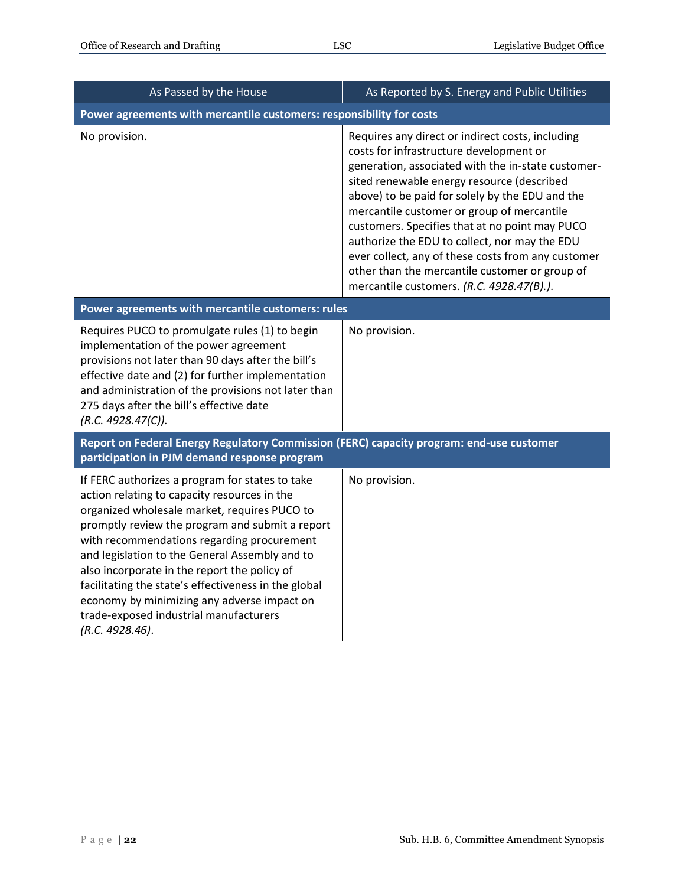| As Passed by the House | As Reported by S. Energy and Public Utilities |
|---|---|
| **Power agreements with mercantile customers: responsibility for costs** | |
| No provision. | Requires any direct or indirect costs, including costs for infrastructure development or generation, associated with the in-state customer-sited renewable energy resource (described above) to be paid for solely by the EDU and the mercantile customer or group of mercantile customers. Specifies that at no point may PUCO authorize the EDU to collect, nor may the EDU ever collect, any of these costs from any customer other than the mercantile customer or group of mercantile customers. *(R.C. 4928.47(B).)*. |
| **Power agreements with mercantile customers: rules** | |
| Requires PUCO to promulgate rules (1) to begin implementation of the power agreement provisions not later than 90 days after the bill's effective date and (2) for further implementation and administration of the provisions not later than 275 days after the bill's effective date *(R.C. 4928.47(C))*. | No provision. |
| **Report on Federal Energy Regulatory Commission (FERC) capacity program: end-use customer participation in PJM demand response program** | |
| If FERC authorizes a program for states to take action relating to capacity resources in the organized wholesale market, requires PUCO to promptly review the program and submit a report with recommendations regarding procurement and legislation to the General Assembly and to also incorporate in the report the policy of facilitating the state's effectiveness in the global economy by minimizing any adverse impact on trade-exposed industrial manufacturers *(R.C. 4928.46)*. | No provision. |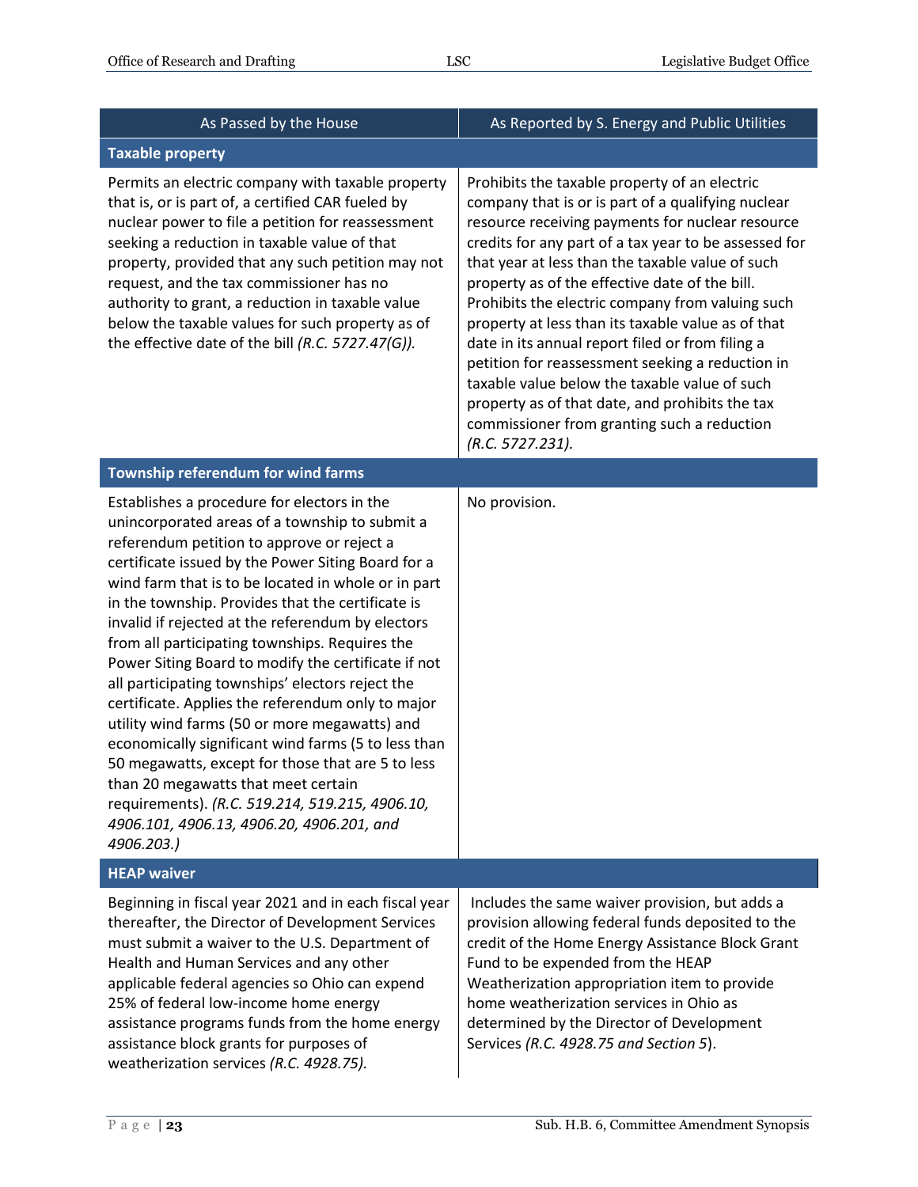| As Passed by the House | As Reported by S. Energy and Public Utilities |
|---|---|
| **Taxable property** | |
| Permits an electric company with taxable property that is, or is part of, a certified CAR fueled by nuclear power to file a petition for reassessment seeking a reduction in taxable value of that property, provided that any such petition may not request, and the tax commissioner has no authority to grant, a reduction in taxable value below the taxable values for such property as of the effective date of the bill *(R.C. 5727.47(G)).* | Prohibits the taxable property of an electric company that is or is part of a qualifying nuclear resource receiving payments for nuclear resource credits for any part of a tax year to be assessed for that year at less than the taxable value of such property as of the effective date of the bill. Prohibits the electric company from valuing such property at less than its taxable value as of that date in its annual report filed or from filing a petition for reassessment seeking a reduction in taxable value below the taxable value of such property as of that date, and prohibits the tax commissioner from granting such a reduction *(R.C. 5727.231).* |
| **Township referendum for wind farms** | |
| Establishes a procedure for electors in the unincorporated areas of a township to submit a referendum petition to approve or reject a certificate issued by the Power Siting Board for a wind farm that is to be located in whole or in part in the township. Provides that the certificate is invalid if rejected at the referendum by electors from all participating townships. Requires the Power Siting Board to modify the certificate if not all participating townships' electors reject the certificate. Applies the referendum only to major utility wind farms (50 or more megawatts) and economically significant wind farms (5 to less than 50 megawatts, except for those that are 5 to less than 20 megawatts that meet certain requirements). *(R.C. 519.214, 519.215, 4906.10, 4906.101, 4906.13, 4906.20, 4906.201, and 4906.203.)* | No provision. |
| **HEAP waiver** | |
| Beginning in fiscal year 2021 and in each fiscal year thereafter, the Director of Development Services must submit a waiver to the U.S. Department of Health and Human Services and any other applicable federal agencies so Ohio can expend 25% of federal low-income home energy assistance programs funds from the home energy assistance block grants for purposes of weatherization services *(R.C. 4928.75).* | Includes the same waiver provision, but adds a provision allowing federal funds deposited to the credit of the Home Energy Assistance Block Grant Fund to be expended from the HEAP Weatherization appropriation item to provide home weatherization services in Ohio as determined by the Director of Development Services *(R.C. 4928.75 and Section 5)*. |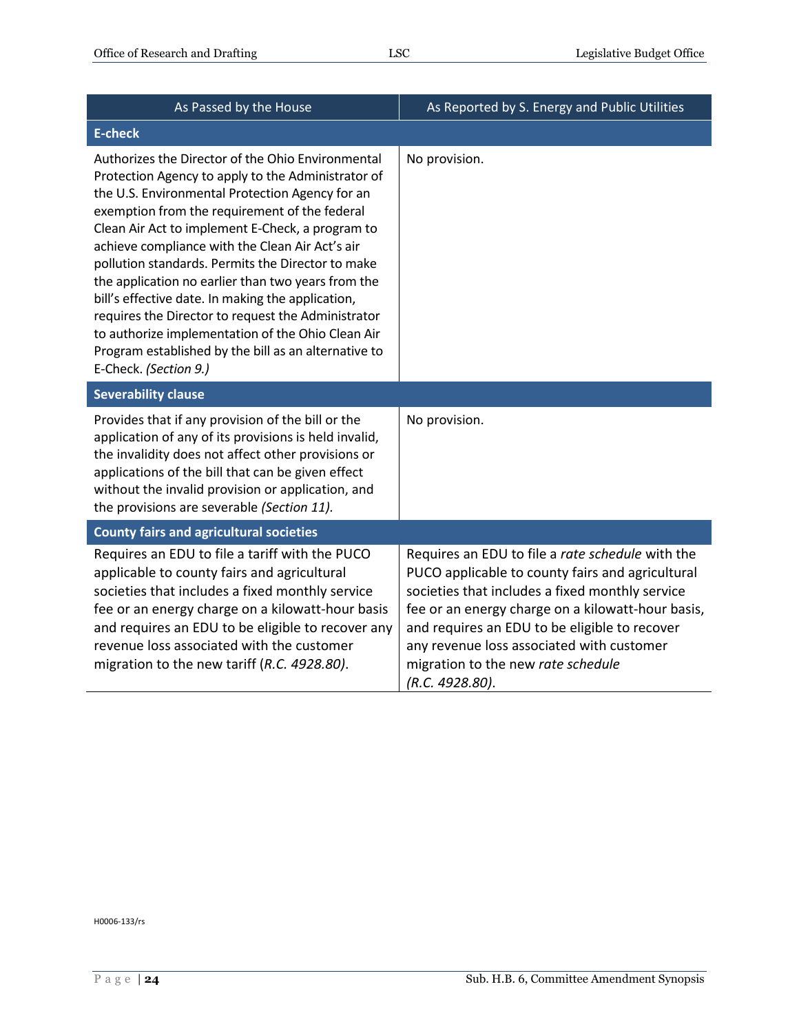| As Passed by the House | As Reported by S. Energy and Public Utilities |
|---|---|
| **E-check** | |
| Authorizes the Director of the Ohio Environmental Protection Agency to apply to the Administrator of the U.S. Environmental Protection Agency for an exemption from the requirement of the federal Clean Air Act to implement E-Check, a program to achieve compliance with the Clean Air Act's air pollution standards. Permits the Director to make the application no earlier than two years from the bill's effective date. In making the application, requires the Director to request the Administrator to authorize implementation of the Ohio Clean Air Program established by the bill as an alternative to E-Check. *(Section 9.)* | No provision. |
| **Severability clause** | |
| Provides that if any provision of the bill or the application of any of its provisions is held invalid, the invalidity does not affect other provisions or applications of the bill that can be given effect without the invalid provision or application, and the provisions are severable *(Section 11).* | No provision. |
| **County fairs and agricultural societies** | |
| Requires an EDU to file a tariff with the PUCO applicable to county fairs and agricultural societies that includes a fixed monthly service fee or an energy charge on a kilowatt-hour basis and requires an EDU to be eligible to recover any revenue loss associated with the customer migration to the new tariff (*R.C. 4928.80)*. | Requires an EDU to file a *rate schedule* with the PUCO applicable to county fairs and agricultural societies that includes a fixed monthly service fee or an energy charge on a kilowatt-hour basis, and requires an EDU to be eligible to recover any revenue loss associated with customer migration to the new *rate schedule* *(R.C. 4928.80)*. |

H0006-133/rs